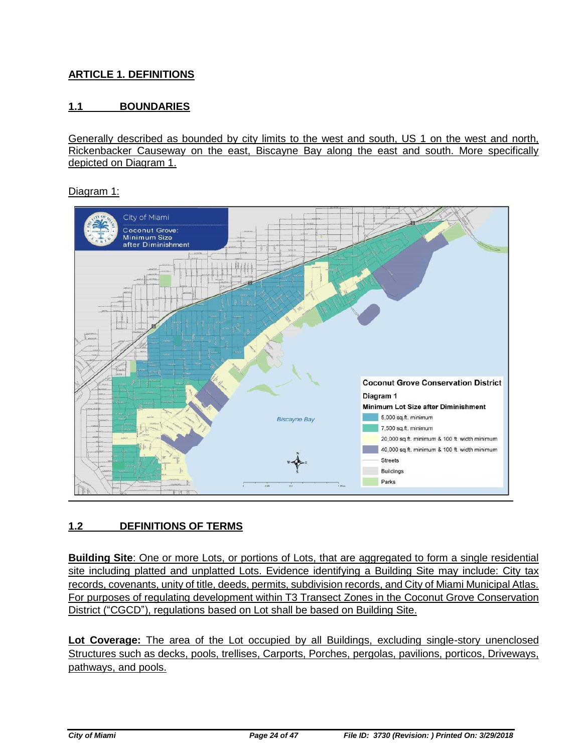## ARTICLE 1. DEFINITIONS

### 1.1 BOUNDARIES

Generally described as bounded by city limits to the west and south, US 1 on the west and north, Rickenbacker Causeway on the east, Biscayne Bay along the east and south. More specifically depicted on Diagram 1.

Diagram 1:

### 1.2 DEFINITIONS OF TERMS

**Building Site**: One or more Lots, or portions of Lots, that are aggregated to form a single residential site including platted and unplatted Lots. Evidence identifying a Building Site may include: City tax records, covenants, unity of title, deeds, permits, subdivision records, and City of Miami Municipal Atlas. For purposes of regulating development within T3 Transect Zones in the Coconut Grove Conservation District ("CGCD"), regulations based on Lot shall be based on Building Site.

**Lot Coverage:** The area of the Lot occupied by all Buildings, excluding single-story unenclosed Structures such as decks, pools, trellises, Carports, Porches, pergolas, pavilions, porticos, Driveways, pathways, and pools.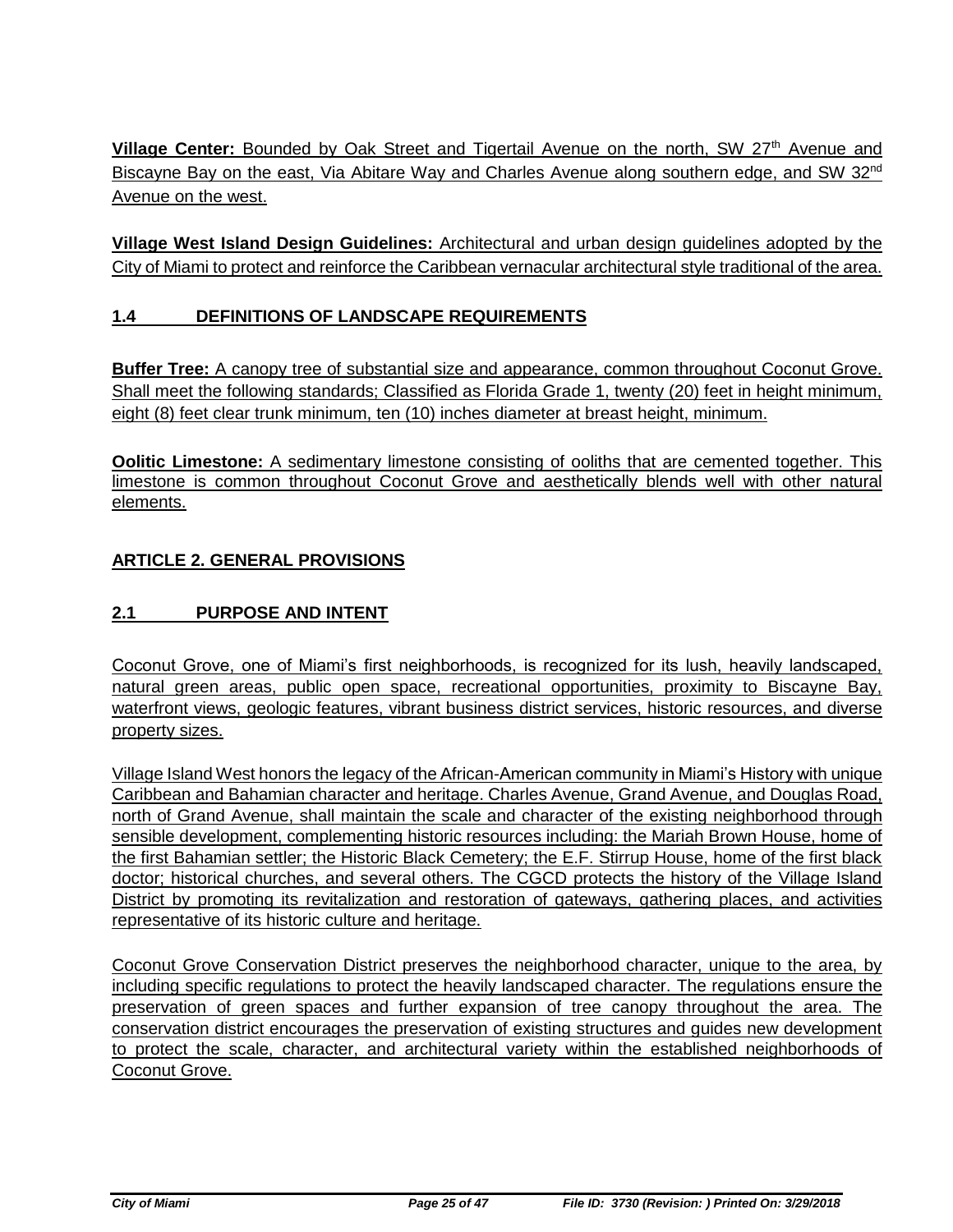**Village Center:** Bounded by Oak Street and Tigertail Avenue on the north, SW 27th Avenue and Biscayne Bay on the east, Via Abitare Way and Charles Avenue along southern edge, and SW 32nd Avenue on the west.

**Village West Island Design Guidelines:** Architectural and urban design guidelines adopted by the City of Miami to protect and reinforce the Caribbean vernacular architectural style traditional of the area.

## 1.4 DEFINITIONS OF LANDSCAPE REQUIREMENTS

**Buffer Tree:** A canopy tree of substantial size and appearance, common throughout Coconut Grove. Shall meet the following standards; Classified as Florida Grade 1, twenty (20) feet in height minimum, eight (8) feet clear trunk minimum, ten (10) inches diameter at breast height, minimum.

**Oolitic Limestone:** A sedimentary limestone consisting of ooliths that are cemented together. This limestone is common throughout Coconut Grove and aesthetically blends well with other natural elements.

# ARTICLE 2. GENERAL PROVISIONS

## 2.1 PURPOSE AND INTENT

Coconut Grove, one of Miami's first neighborhoods, is recognized for its lush, heavily landscaped, natural green areas, public open space, recreational opportunities, proximity to Biscayne Bay, waterfront views, geologic features, vibrant business district services, historic resources, and diverse property sizes.

Village Island West honors the legacy of the African-American community in Miami's History with unique Caribbean and Bahamian character and heritage. Charles Avenue, Grand Avenue, and Douglas Road, north of Grand Avenue, shall maintain the scale and character of the existing neighborhood through sensible development, complementing historic resources including: the Mariah Brown House, home of the first Bahamian settler; the Historic Black Cemetery; the E.F. Stirrup House, home of the first black doctor; historical churches, and several others. The CGCD protects the history of the Village Island District by promoting its revitalization and restoration of gateways, gathering places, and activities representative of its historic culture and heritage.

Coconut Grove Conservation District preserves the neighborhood character, unique to the area, by including specific regulations to protect the heavily landscaped character. The regulations ensure the preservation of green spaces and further expansion of tree canopy throughout the area. The conservation district encourages the preservation of existing structures and guides new development to protect the scale, character, and architectural variety within the established neighborhoods of Coconut Grove.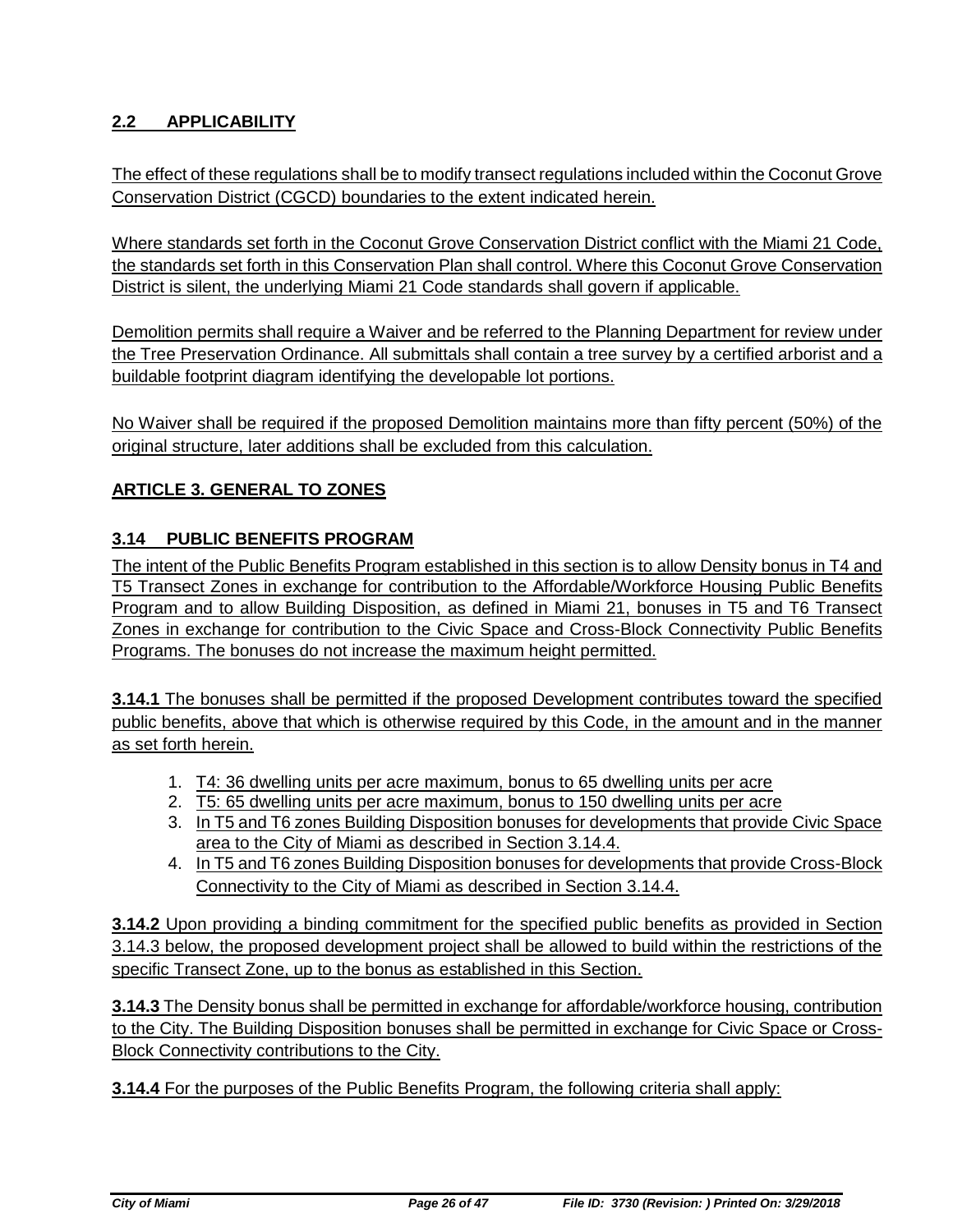## 2.2 APPLICABILITY

The effect of these regulations shall be to modify transect regulations included within the Coconut Grove Conservation District (CGCD) boundaries to the extent indicated herein.

Where standards set forth in the Coconut Grove Conservation District conflict with the Miami 21 Code, the standards set forth in this Conservation Plan shall control. Where this Coconut Grove Conservation District is silent, the underlying Miami 21 Code standards shall govern if applicable.

Demolition permits shall require a Waiver and be referred to the Planning Department for review under the Tree Preservation Ordinance. All submittals shall contain a tree survey by a certified arborist and a buildable footprint diagram identifying the developable lot portions.

No Waiver shall be required if the proposed Demolition maintains more than fifty percent (50%) of the original structure, later additions shall be excluded from this calculation.

## ARTICLE 3. GENERAL TO ZONES

### 3.14 PUBLIC BENEFITS PROGRAM

The intent of the Public Benefits Program established in this section is to allow Density bonus in T4 and T5 Transect Zones in exchange for contribution to the Affordable/Workforce Housing Public Benefits Program and to allow Building Disposition, as defined in Miami 21, bonuses in T5 and T6 Transect Zones in exchange for contribution to the Civic Space and Cross-Block Connectivity Public Benefits Programs. The bonuses do not increase the maximum height permitted.

**3.14.1** The bonuses shall be permitted if the proposed Development contributes toward the specified public benefits, above that which is otherwise required by this Code, in the amount and in the manner as set forth herein.

1. T4: 36 dwelling units per acre maximum, bonus to 65 dwelling units per acre
2. T5: 65 dwelling units per acre maximum, bonus to 150 dwelling units per acre
3. In T5 and T6 zones Building Disposition bonuses for developments that provide Civic Space area to the City of Miami as described in Section 3.14.4.
4. In T5 and T6 zones Building Disposition bonuses for developments that provide Cross-Block Connectivity to the City of Miami as described in Section 3.14.4.

**3.14.2** Upon providing a binding commitment for the specified public benefits as provided in Section 3.14.3 below, the proposed development project shall be allowed to build within the restrictions of the specific Transect Zone, up to the bonus as established in this Section.

**3.14.3** The Density bonus shall be permitted in exchange for affordable/workforce housing, contribution to the City. The Building Disposition bonuses shall be permitted in exchange for Civic Space or Cross-Block Connectivity contributions to the City.

**3.14.4** For the purposes of the Public Benefits Program, the following criteria shall apply: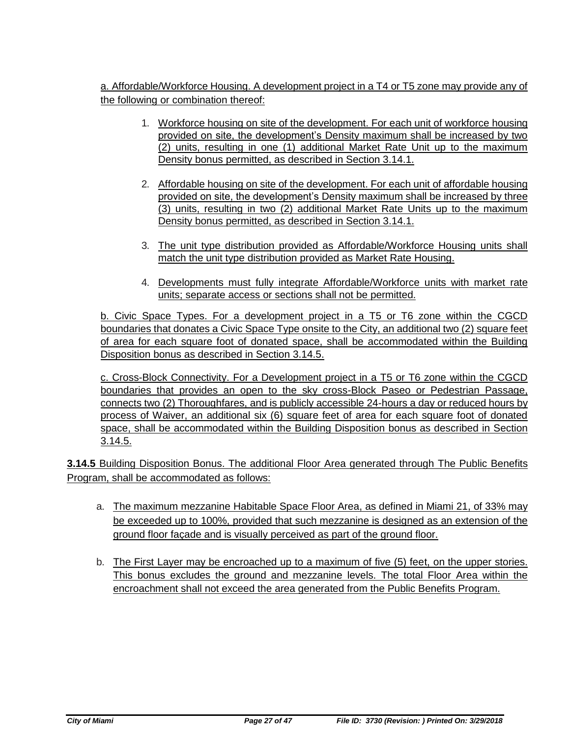a. Affordable/Workforce Housing. A development project in a T4 or T5 zone may provide any of the following or combination thereof:

1. Workforce housing on site of the development. For each unit of workforce housing provided on site, the development's Density maximum shall be increased by two (2) units, resulting in one (1) additional Market Rate Unit up to the maximum Density bonus permitted, as described in Section 3.14.1.

2. Affordable housing on site of the development. For each unit of affordable housing provided on site, the development's Density maximum shall be increased by three (3) units, resulting in two (2) additional Market Rate Units up to the maximum Density bonus permitted, as described in Section 3.14.1.

3. The unit type distribution provided as Affordable/Workforce Housing units shall match the unit type distribution provided as Market Rate Housing.

4. Developments must fully integrate Affordable/Workforce units with market rate units; separate access or sections shall not be permitted.

b. Civic Space Types. For a development project in a T5 or T6 zone within the CGCD boundaries that donates a Civic Space Type onsite to the City, an additional two (2) square feet of area for each square foot of donated space, shall be accommodated within the Building Disposition bonus as described in Section 3.14.5.

c. Cross-Block Connectivity. For a Development project in a T5 or T6 zone within the CGCD boundaries that provides an open to the sky cross-Block Paseo or Pedestrian Passage, connects two (2) Thoroughfares, and is publicly accessible 24-hours a day or reduced hours by process of Waiver, an additional six (6) square feet of area for each square foot of donated space, shall be accommodated within the Building Disposition bonus as described in Section 3.14.5.

**3.14.5** Building Disposition Bonus. The additional Floor Area generated through The Public Benefits Program, shall be accommodated as follows:

a. The maximum mezzanine Habitable Space Floor Area, as defined in Miami 21, of 33% may be exceeded up to 100%, provided that such mezzanine is designed as an extension of the ground floor façade and is visually perceived as part of the ground floor.

b. The First Layer may be encroached up to a maximum of five (5) feet, on the upper stories. This bonus excludes the ground and mezzanine levels. The total Floor Area within the encroachment shall not exceed the area generated from the Public Benefits Program.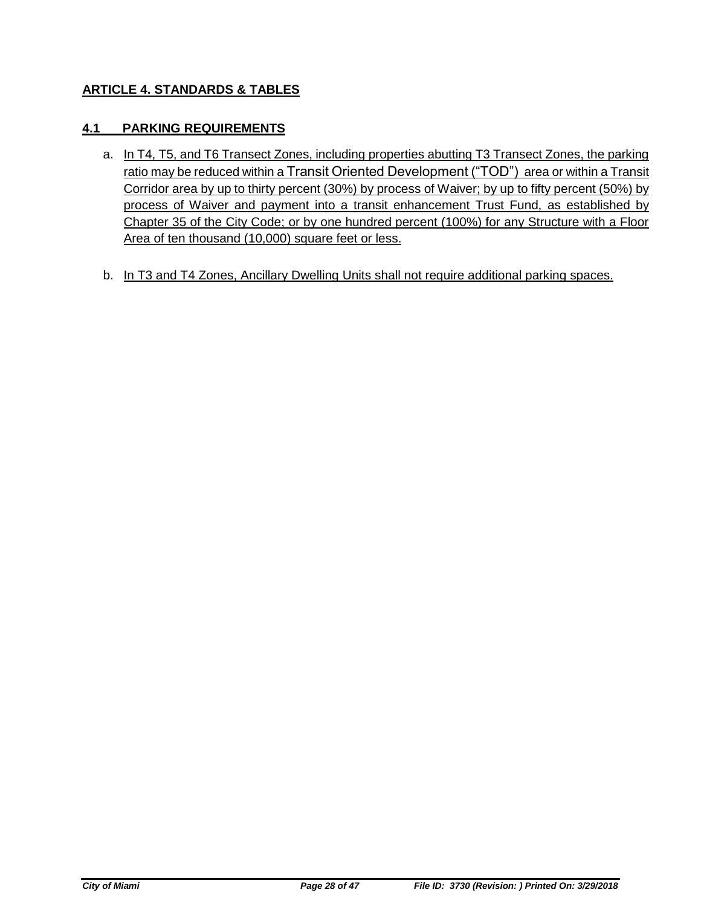## ARTICLE 4. STANDARDS & TABLES

### 4.1 PARKING REQUIREMENTS

a. In T4, T5, and T6 Transect Zones, including properties abutting T3 Transect Zones, the parking ratio may be reduced within a Transit Oriented Development ("TOD") area or within a Transit Corridor area by up to thirty percent (30%) by process of Waiver; by up to fifty percent (50%) by process of Waiver and payment into a transit enhancement Trust Fund, as established by Chapter 35 of the City Code; or by one hundred percent (100%) for any Structure with a Floor Area of ten thousand (10,000) square feet or less.

b. In T3 and T4 Zones, Ancillary Dwelling Units shall not require additional parking spaces.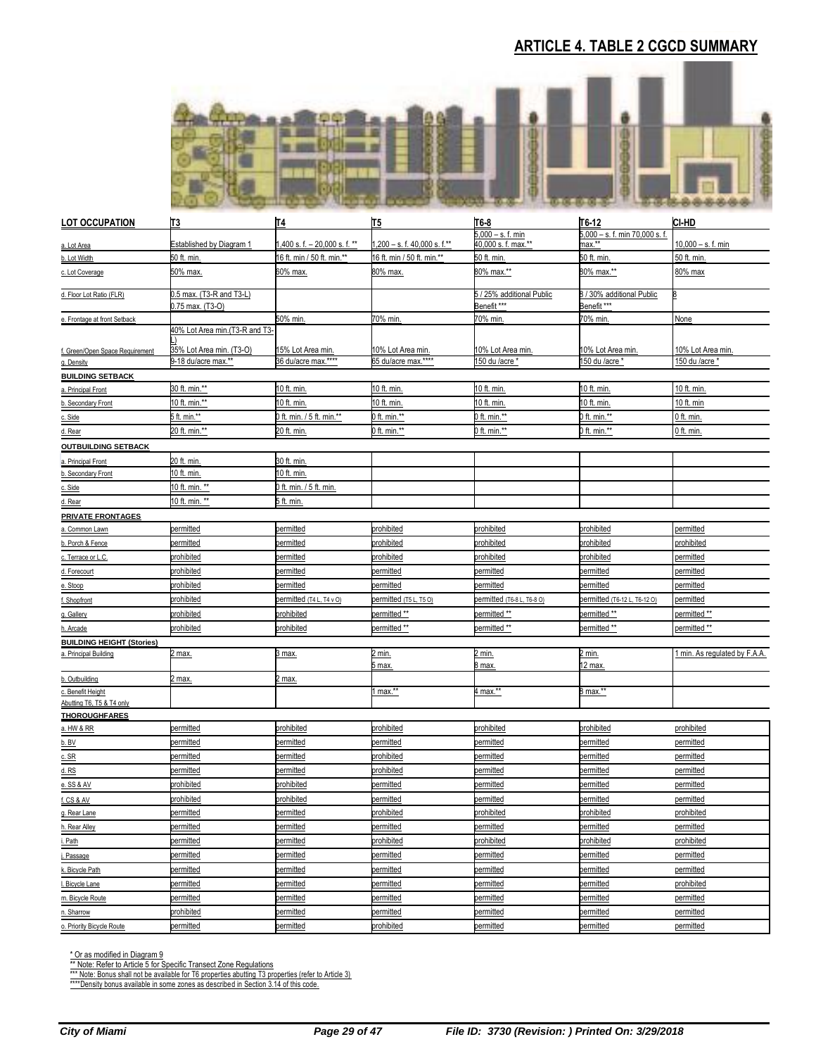## ARTICLE 4. TABLE 2 CGCD SUMMARY

| LOT OCCUPATION | T3 | T4 | T5 | T6-8 | T6-12 | CI-HD |
|---|---|---|---|---|---|---|
| a. Lot Area | Established by Diagram 1 | 1,400 s. f. – 20,000 s. f. ** | 1,200 – s. f. 40,000 s. f.** | 5,000 – s. f. min 40,000 s. f. max.** | 5,000 – s. f. min 70,000 s. f. max.** | 10,000 – s. f. min |
| b. Lot Width | 50 ft. min. | 16 ft. min / 50 ft. min.** | 16 ft. min / 50 ft. min.** | 50 ft. min. | 50 ft. min. | 50 ft. min. |
| c. Lot Coverage | 50% max. | 60% max. | 80% max. | 80% max.** | 80% max.** | 80% max |
| d. Floor Lot Ratio (FLR) | 0.5 max. (T3-R and T3-L) 0.75 max. (T3-O) | | | 5 / 25% additional Public Benefit *** | 8 / 30% additional Public Benefit *** | 8 |
| e. Frontage at front Setback | | 50% min. | 70% min. | 70% min. | 70% min. | None |
| f. Green/Open Space Requirement | 40% Lot Area min.(T3-R and T3-L) 35% Lot Area min. (T3-O) | 15% Lot Area min. | 10% Lot Area min. | 10% Lot Area min. | 10% Lot Area min. | 10% Lot Area min. |
| g. Density | 9-18 du/acre max.** | 36 du/acre max.**** | 65 du/acre max.**** | 150 du /acre * | 150 du /acre * | 150 du /acre * |
| **BUILDING SETBACK** | | | | | | |
| a. Principal Front | 30 ft. min.** | 10 ft. min. | 10 ft. min. | 10 ft. min. | 10 ft. min. | 10 ft. min. |
| b. Secondary Front | 10 ft. min.** | 10 ft. min. | 10 ft. min. | 10 ft. min. | 10 ft. min. | 10 ft. min |
| c. Side | 5 ft. min.** | 0 ft. min. / 5 ft. min.** | 0 ft. min.** | 0 ft. min.** | 0 ft. min.** | 0 ft. min. |
| d. Rear | 20 ft. min.** | 20 ft. min. | 0 ft. min.** | 0 ft. min.** | 0 ft. min.** | 0 ft. min. |
| **OUTBUILDING SETBACK** | | | | | | |
| a. Principal Front | 20 ft. min. | 30 ft. min. | | | | |
| b. Secondary Front | 10 ft. min. | 10 ft. min. | | | | |
| c. Side | 10 ft. min. ** | 0 ft. min. / 5 ft. min. | | | | |
| d. Rear | 10 ft. min. ** | 5 ft. min. | | | | |
| **PRIVATE FRONTAGES** | | | | | | |
| a. Common Lawn | permitted | permitted | prohibited | prohibited | prohibited | permitted |
| b. Porch & Fence | permitted | permitted | prohibited | prohibited | prohibited | prohibited |
| c. Terrace or L.C. | prohibited | permitted | prohibited | prohibited | prohibited | permitted |
| d. Forecourt | prohibited | permitted | permitted | permitted | permitted | permitted |
| e. Stoop | prohibited | permitted | permitted | permitted | permitted | permitted |
| f. Shopfront | prohibited | permitted (T4 L, T4 v O) | permitted (T5 L, T5 O) | permitted (T6-8 L, T6-8 O) | permitted (T6-12 L, T6-12 O) | permitted |
| g. Gallery | prohibited | prohibited | permitted ** | permitted ** | permitted ** | permitted ** |
| h. Arcade | prohibited | prohibited | permitted ** | permitted ** | permitted ** | permitted ** |
| **BUILDING HEIGHT (Stories)** | | | | | | |
| a. Principal Building | 2 max. | 3 max. | 2 min. 5 max. | 2 min. 8 max. | 2 min. 12 max. | 1 min. As regulated by F.A.A. |
| b. Outbuilding | 2 max. | 2 max. | | | | |
| c. Benefit Height Abutting T6, T5 & T4 only | | | 1 max.** | 4 max.** | 8 max.** | |
| **THOROUGHFARES** | | | | | | |
| a. HW & RR | permitted | prohibited | prohibited | prohibited | prohibited | prohibited |
| b. BV | permitted | permitted | permitted | permitted | permitted | permitted |
| c. SR | permitted | permitted | prohibited | permitted | permitted | permitted |
| d. RS | permitted | permitted | prohibited | permitted | permitted | permitted |
| e. SS & AV | prohibited | prohibited | permitted | permitted | permitted | permitted |
| f. CS & AV | prohibited | prohibited | permitted | permitted | permitted | permitted |
| g. Rear Lane | permitted | permitted | prohibited | prohibited | prohibited | prohibited |
| h. Rear Alley | permitted | permitted | permitted | permitted | permitted | permitted |
| i. Path | permitted | permitted | prohibited | prohibited | prohibited | prohibited |
| j. Passage | permitted | permitted | permitted | permitted | permitted | permitted |
| k. Bicycle Path | permitted | permitted | permitted | permitted | permitted | permitted |
| l. Bicycle Lane | permitted | permitted | permitted | permitted | permitted | prohibited |
| m. Bicycle Route | permitted | permitted | permitted | permitted | permitted | permitted |
| n. Sharrow | prohibited | permitted | permitted | permitted | permitted | permitted |
| o. Priority Bicycle Route | permitted | permitted | prohibited | permitted | permitted | permitted |

\* Or as modified in Diagram 9
** Note: Refer to Article 5 for Specific Transect Zone Regulations
*** Note: Bonus shall not be available for T6 properties abutting T3 properties (refer to Article 3)
****Density bonus available in some zones as described in Section 3.14 of this code.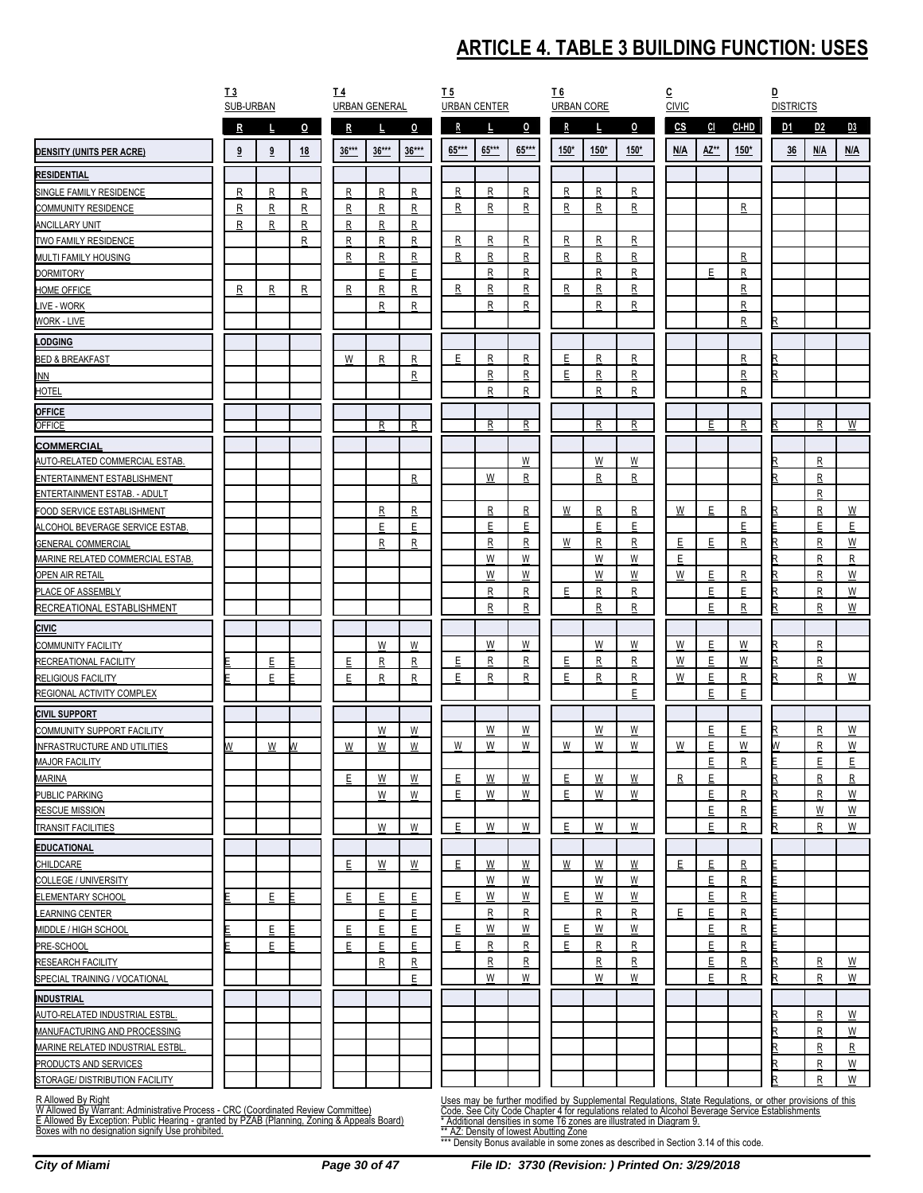# ARTICLE 4. TABLE 3 BUILDING FUNCTION: USES

| | T3 SUB-URBAN | | | T4 URBAN GENERAL | | | T5 URBAN CENTER | | | T6 URBAN CORE | | | C CIVIC | | | D DISTRICTS | | |
|---|---|---|---|---|---|---|---|---|---|---|---|---|---|---|---|---|---|---|
| | R | L | O | R | L | O | R | L | O | R | L | O | CS | CI | CI-HD | D1 | D2 | D3 |
| **DENSITY (UNITS PER ACRE)** | 9 | 9 | 18 | 36*** | 36*** | 36*** | 65*** | 65*** | 65*** | 150* | 150* | 150* | N/A | AZ** | 150* | 36 | N/A | N/A |
| **RESIDENTIAL** | | | | | | | | | | | | | | | | | | |
| SINGLE FAMILY RESIDENCE | R | R | R | R | R | R | R | R | R | R | R | R | | | | | | |
| COMMUNITY RESIDENCE | R | R | R | R | R | R | R | R | R | R | R | R | | | R | | | |
| ANCILLARY UNIT | R | R | R | R | R | R | | | | | | | | | | | | |
| TWO FAMILY RESIDENCE | | | R | R | R | R | R | R | R | R | R | R | | | | | | |
| MULTI FAMILY HOUSING | | | | R | R | R | R | R | R | R | R | R | | | R | | | |
| DORMITORY | | | | | E | E | | R | R | | R | R | | E | R | | | |
| HOME OFFICE | R | R | R | R | R | R | R | R | R | R | R | R | | | R | | | |
| LIVE - WORK | | | | | R | R | | R | R | | R | R | | | R | | | |
| WORK - LIVE | | | | | | | | | | | | | | | R | R | | |
| **LODGING** | | | | | | | | | | | | | | | | | | |
| BED & BREAKFAST | | | | W | R | R | E | R | R | E | R | R | | | R | R | | |
| INN | | | | | | R | | R | R | E | R | R | | | R | R | | |
| HOTEL | | | | | | | | R | R | | R | R | | | R | | | |
| **OFFICE** | | | | | | | | | | | | | | | | | | |
| OFFICE | | | | | R | R | | R | R | | R | R | | E | R | R | R | W |
| **COMMERCIAL** | | | | | | | | | | | | | | | | | | |
| AUTO-RELATED COMMERCIAL ESTAB. | | | | | | | | | W | | W | W | | | | R | R | |
| ENTERTAINMENT ESTABLISHMENT | | | | | | R | | W | R | | R | R | | | | R | R | |
| ENTERTAINMENT ESTAB. - ADULT | | | | | | | | | | | | | | | | | R | |
| FOOD SERVICE ESTABLISHMENT | | | | | R | R | | R | R | W | R | R | W | E | R | R | R | W |
| ALCOHOL BEVERAGE SERVICE ESTAB. | | | | | E | E | | E | E | | E | E | | | E | E | E | E |
| GENERAL COMMERCIAL | | | | | R | R | | R | R | W | R | R | E | E | R | R | R | W |
| MARINE RELATED COMMERCIAL ESTAB. | | | | | | | | W | W | | W | W | E | | | R | R | R |
| OPEN AIR RETAIL | | | | | | | | W | W | | W | W | W | E | R | R | R | W |
| PLACE OF ASSEMBLY | | | | | | | | R | R | E | R | R | | E | E | R | R | W |
| RECREATIONAL ESTABLISHMENT | | | | | | | | R | R | | R | R | | E | R | R | R | W |
| **CIVIC** | | | | | | | | | | | | | | | | | | |
| COMMUNITY FACILITY | | | | | W | W | | W | W | | W | W | W | E | W | R | R | |
| RECREATIONAL FACILITY | E | E | E | E | R | R | E | R | R | E | R | R | W | E | W | R | R | |
| RELIGIOUS FACILITY | E | E | E | E | R | R | E | R | R | E | R | R | W | E | R | R | R | W |
| REGIONAL ACTIVITY COMPLEX | | | | | | | | | | | | E | | E | E | | | |
| **CIVIL SUPPORT** | | | | | | | | | | | | | | | | | | |
| COMMUNITY SUPPORT FACILITY | | | | | W | W | | W | W | | W | W | | E | E | R | R | W |
| INFRASTRUCTURE AND UTILITIES | W | W | W | W | W | W | W | W | W | W | W | W | W | E | W | W | R | W |
| MAJOR FACILITY | | | | | | | | | | | | | | E | R | E | E | E |
| MARINA | | | | E | W | W | E | W | W | E | W | W | R | E | | R | R | R |
| PUBLIC PARKING | | | | | W | W | E | W | W | E | W | W | | E | R | R | R | W |
| RESCUE MISSION | | | | | | | | | | | | | | E | R | E | W | W |
| TRANSIT FACILITIES | | | | | W | W | E | W | W | E | W | W | | E | R | R | R | W |
| **EDUCATIONAL** | | | | | | | | | | | | | | | | | | |
| CHILDCARE | | | | E | W | W | E | W | W | W | W | W | E | E | R | E | | |
| COLLEGE / UNIVERSITY | | | | | | | | W | W | | W | W | | E | R | E | | |
| ELEMENTARY SCHOOL | E | E | E | E | E | E | E | W | W | E | W | W | | E | R | E | | |
| LEARNING CENTER | | | | | E | E | | R | R | | R | R | E | E | R | E | | |
| MIDDLE / HIGH SCHOOL | E | E | E | E | E | E | E | W | W | E | W | W | | E | R | E | | |
| PRE-SCHOOL | E | E | E | E | E | E | E | R | R | E | R | R | | E | R | E | | |
| RESEARCH FACILITY | | | | | R | R | | R | R | | R | R | | E | R | R | R | W |
| SPECIAL TRAINING / VOCATIONAL | | | | | | E | | W | W | | W | W | | E | R | R | R | W |
| **INDUSTRIAL** | | | | | | | | | | | | | | | | | | |
| AUTO-RELATED INDUSTRIAL ESTBL. | | | | | | | | | | | | | | | | R | R | W |
| MANUFACTURING AND PROCESSING | | | | | | | | | | | | | | | | R | R | W |
| MARINE RELATED INDUSTRIAL ESTBL. | | | | | | | | | | | | | | | | R | R | R |
| PRODUCTS AND SERVICES | | | | | | | | | | | | | | | | R | R | W |
| STORAGE/ DISTRIBUTION FACILITY | | | | | | | | | | | | | | | | R | R | W |

R Allowed By Right
W Allowed By Warrant: Administrative Process - CRC (Coordinated Review Committee)
E Allowed By Exception: Public Hearing - granted by PZAB (Planning, Zoning & Appeals Board)
Boxes with no designation signify Use prohibited.

Uses may be further modified by Supplemental Regulations, State Regulations, or other provisions of this Code. See City Code Chapter 4 for regulations related to Alcohol Beverage Service Establishments
\* Additional densities in some T6 zones are illustrated in Diagram 9.
\*\* AZ: Density of lowest Abutting Zone
\*\*\* Density Bonus available in some zones as described in Section 3.14 of this code.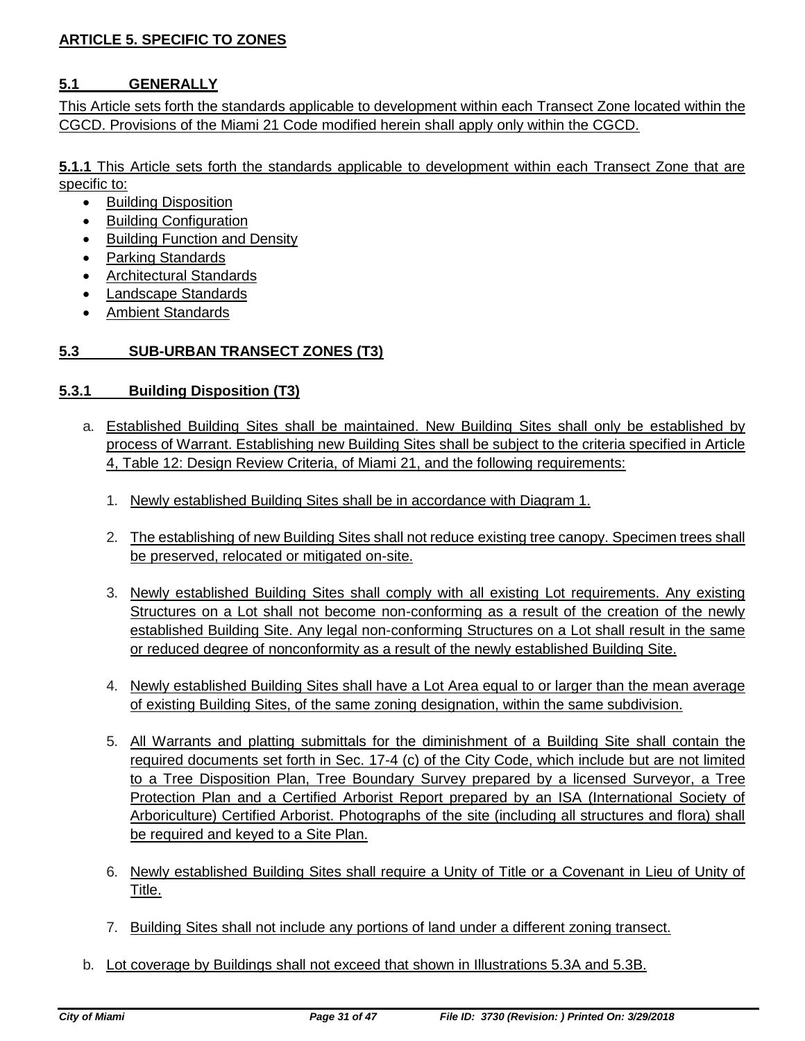## ARTICLE 5. SPECIFIC TO ZONES

### 5.1 GENERALLY

This Article sets forth the standards applicable to development within each Transect Zone located within the CGCD. Provisions of the Miami 21 Code modified herein shall apply only within the CGCD.

**5.1.1** This Article sets forth the standards applicable to development within each Transect Zone that are specific to:

- Building Disposition
- Building Configuration
- Building Function and Density
- Parking Standards
- Architectural Standards
- Landscape Standards
- Ambient Standards

### 5.3 SUB-URBAN TRANSECT ZONES (T3)

#### 5.3.1 Building Disposition (T3)

a. Established Building Sites shall be maintained. New Building Sites shall only be established by process of Warrant. Establishing new Building Sites shall be subject to the criteria specified in Article 4, Table 12: Design Review Criteria, of Miami 21, and the following requirements:

   1. Newly established Building Sites shall be in accordance with Diagram 1.

   2. The establishing of new Building Sites shall not reduce existing tree canopy. Specimen trees shall be preserved, relocated or mitigated on-site.

   3. Newly established Building Sites shall comply with all existing Lot requirements. Any existing Structures on a Lot shall not become non-conforming as a result of the creation of the newly established Building Site. Any legal non-conforming Structures on a Lot shall result in the same or reduced degree of nonconformity as a result of the newly established Building Site.

   4. Newly established Building Sites shall have a Lot Area equal to or larger than the mean average of existing Building Sites, of the same zoning designation, within the same subdivision.

   5. All Warrants and platting submittals for the diminishment of a Building Site shall contain the required documents set forth in Sec. 17-4 (c) of the City Code, which include but are not limited to a Tree Disposition Plan, Tree Boundary Survey prepared by a licensed Surveyor, a Tree Protection Plan and a Certified Arborist Report prepared by an ISA (International Society of Arboriculture) Certified Arborist. Photographs of the site (including all structures and flora) shall be required and keyed to a Site Plan.

   6. Newly established Building Sites shall require a Unity of Title or a Covenant in Lieu of Unity of Title.

   7. Building Sites shall not include any portions of land under a different zoning transect.

b. Lot coverage by Buildings shall not exceed that shown in Illustrations 5.3A and 5.3B.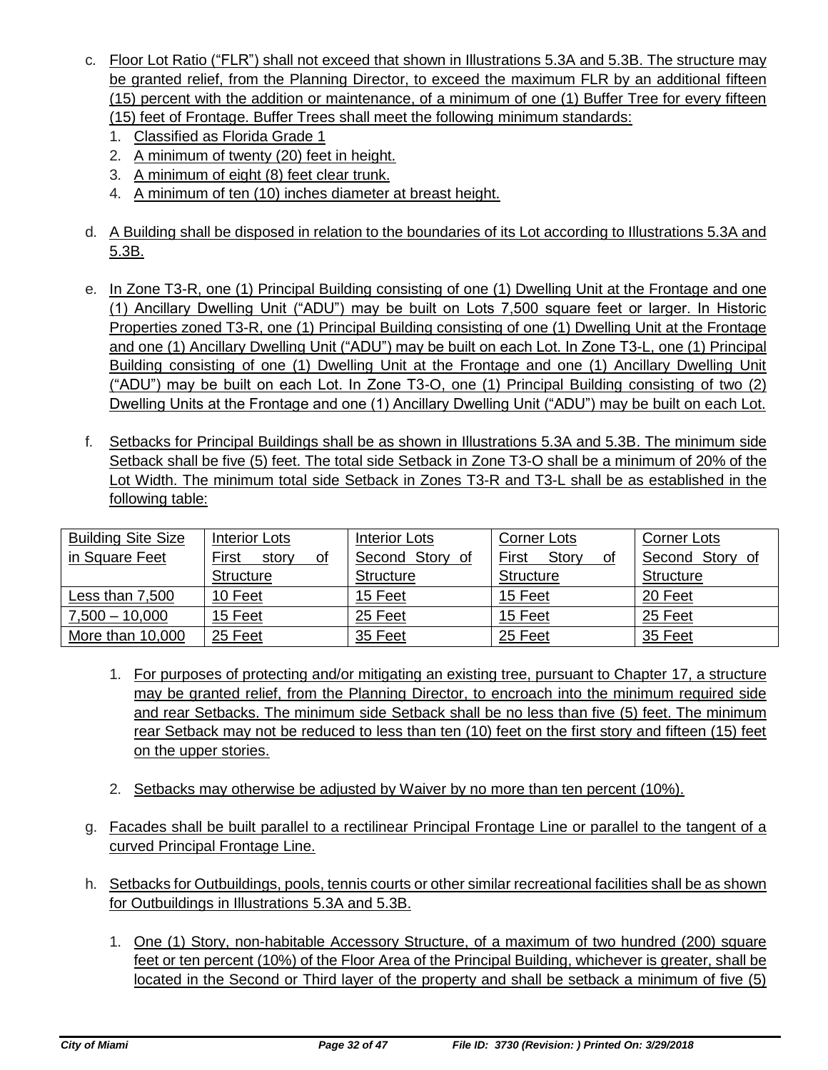c. Floor Lot Ratio ("FLR") shall not exceed that shown in Illustrations 5.3A and 5.3B. The structure may be granted relief, from the Planning Director, to exceed the maximum FLR by an additional fifteen (15) percent with the addition or maintenance, of a minimum of one (1) Buffer Tree for every fifteen (15) feet of Frontage. Buffer Trees shall meet the following minimum standards:
   1. Classified as Florida Grade 1
   2. A minimum of twenty (20) feet in height.
   3. A minimum of eight (8) feet clear trunk.
   4. A minimum of ten (10) inches diameter at breast height.

d. A Building shall be disposed in relation to the boundaries of its Lot according to Illustrations 5.3A and 5.3B.

e. In Zone T3-R, one (1) Principal Building consisting of one (1) Dwelling Unit at the Frontage and one (1) Ancillary Dwelling Unit ("ADU") may be built on Lots 7,500 square feet or larger. In Historic Properties zoned T3-R, one (1) Principal Building consisting of one (1) Dwelling Unit at the Frontage and one (1) Ancillary Dwelling Unit ("ADU") may be built on each Lot. In Zone T3-L, one (1) Principal Building consisting of one (1) Dwelling Unit at the Frontage and one (1) Ancillary Dwelling Unit ("ADU") may be built on each Lot. In Zone T3-O, one (1) Principal Building consisting of two (2) Dwelling Units at the Frontage and one (1) Ancillary Dwelling Unit ("ADU") may be built on each Lot.

f. Setbacks for Principal Buildings shall be as shown in Illustrations 5.3A and 5.3B. The minimum side Setback shall be five (5) feet. The total side Setback in Zone T3-O shall be a minimum of 20% of the Lot Width. The minimum total side Setback in Zones T3-R and T3-L shall be as established in the following table:

| Building Site Size in Square Feet | Interior Lots First story of Structure | Interior Lots Second Story of Structure | Corner Lots First Story of Structure | Corner Lots Second Story of Structure |
|---|---|---|---|---|
| Less than 7,500 | 10 Feet | 15 Feet | 15 Feet | 20 Feet |
| 7,500 – 10,000 | 15 Feet | 25 Feet | 15 Feet | 25 Feet |
| More than 10,000 | 25 Feet | 35 Feet | 25 Feet | 35 Feet |

   1. For purposes of protecting and/or mitigating an existing tree, pursuant to Chapter 17, a structure may be granted relief, from the Planning Director, to encroach into the minimum required side and rear Setbacks. The minimum side Setback shall be no less than five (5) feet. The minimum rear Setback may not be reduced to less than ten (10) feet on the first story and fifteen (15) feet on the upper stories.

   2. Setbacks may otherwise be adjusted by Waiver by no more than ten percent (10%).

g. Facades shall be built parallel to a rectilinear Principal Frontage Line or parallel to the tangent of a curved Principal Frontage Line.

h. Setbacks for Outbuildings, pools, tennis courts or other similar recreational facilities shall be as shown for Outbuildings in Illustrations 5.3A and 5.3B.

   1. One (1) Story, non-habitable Accessory Structure, of a maximum of two hundred (200) square feet or ten percent (10%) of the Floor Area of the Principal Building, whichever is greater, shall be located in the Second or Third layer of the property and shall be setback a minimum of five (5)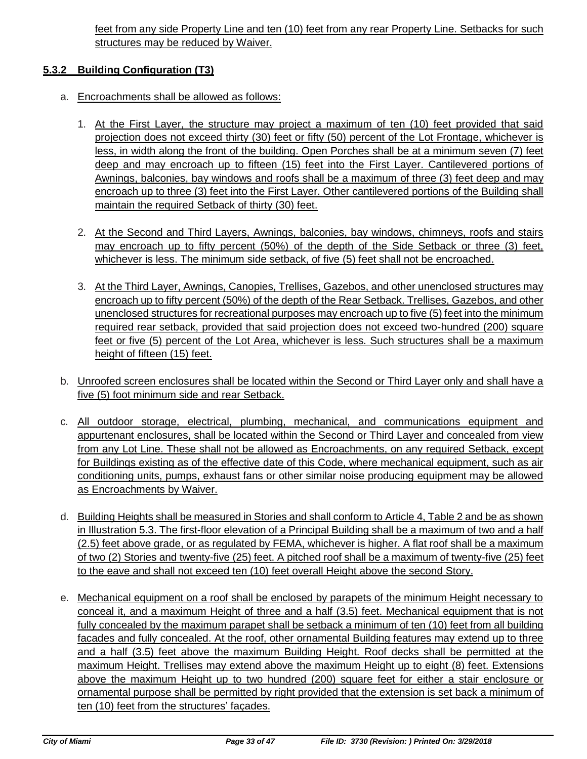feet from any side Property Line and ten (10) feet from any rear Property Line. Setbacks for such structures may be reduced by Waiver.

### 5.3.2 Building Configuration (T3)

a. Encroachments shall be allowed as follows:

   1. At the First Layer, the structure may project a maximum of ten (10) feet provided that said projection does not exceed thirty (30) feet or fifty (50) percent of the Lot Frontage, whichever is less, in width along the front of the building. Open Porches shall be at a minimum seven (7) feet deep and may encroach up to fifteen (15) feet into the First Layer. Cantilevered portions of Awnings, balconies, bay windows and roofs shall be a maximum of three (3) feet deep and may encroach up to three (3) feet into the First Layer. Other cantilevered portions of the Building shall maintain the required Setback of thirty (30) feet.

   2. At the Second and Third Layers, Awnings, balconies, bay windows, chimneys, roofs and stairs may encroach up to fifty percent (50%) of the depth of the Side Setback or three (3) feet, whichever is less. The minimum side setback, of five (5) feet shall not be encroached.

   3. At the Third Layer, Awnings, Canopies, Trellises, Gazebos, and other unenclosed structures may encroach up to fifty percent (50%) of the depth of the Rear Setback. Trellises, Gazebos, and other unenclosed structures for recreational purposes may encroach up to five (5) feet into the minimum required rear setback, provided that said projection does not exceed two-hundred (200) square feet or five (5) percent of the Lot Area, whichever is less. Such structures shall be a maximum height of fifteen (15) feet.

b. Unroofed screen enclosures shall be located within the Second or Third Layer only and shall have a five (5) foot minimum side and rear Setback.

c. All outdoor storage, electrical, plumbing, mechanical, and communications equipment and appurtenant enclosures, shall be located within the Second or Third Layer and concealed from view from any Lot Line. These shall not be allowed as Encroachments, on any required Setback, except for Buildings existing as of the effective date of this Code, where mechanical equipment, such as air conditioning units, pumps, exhaust fans or other similar noise producing equipment may be allowed as Encroachments by Waiver.

d. Building Heights shall be measured in Stories and shall conform to Article 4, Table 2 and be as shown in Illustration 5.3. The first-floor elevation of a Principal Building shall be a maximum of two and a half (2.5) feet above grade, or as regulated by FEMA, whichever is higher. A flat roof shall be a maximum of two (2) Stories and twenty-five (25) feet. A pitched roof shall be a maximum of twenty-five (25) feet to the eave and shall not exceed ten (10) feet overall Height above the second Story.

e. Mechanical equipment on a roof shall be enclosed by parapets of the minimum Height necessary to conceal it, and a maximum Height of three and a half (3.5) feet. Mechanical equipment that is not fully concealed by the maximum parapet shall be setback a minimum of ten (10) feet from all building facades and fully concealed. At the roof, other ornamental Building features may extend up to three and a half (3.5) feet above the maximum Building Height. Roof decks shall be permitted at the maximum Height. Trellises may extend above the maximum Height up to eight (8) feet. Extensions above the maximum Height up to two hundred (200) square feet for either a stair enclosure or ornamental purpose shall be permitted by right provided that the extension is set back a minimum of ten (10) feet from the structures' façades.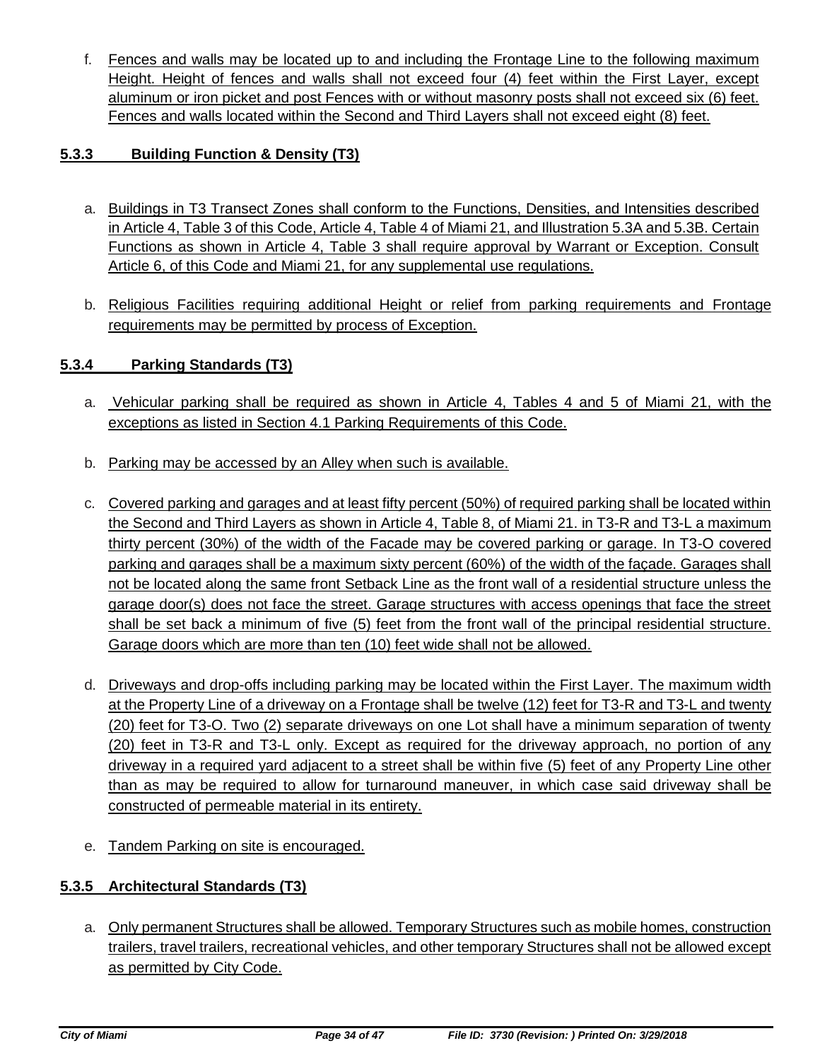f. Fences and walls may be located up to and including the Frontage Line to the following maximum Height. Height of fences and walls shall not exceed four (4) feet within the First Layer, except aluminum or iron picket and post Fences with or without masonry posts shall not exceed six (6) feet. Fences and walls located within the Second and Third Layers shall not exceed eight (8) feet.

### 5.3.3 Building Function & Density (T3)

a. Buildings in T3 Transect Zones shall conform to the Functions, Densities, and Intensities described in Article 4, Table 3 of this Code, Article 4, Table 4 of Miami 21, and Illustration 5.3A and 5.3B. Certain Functions as shown in Article 4, Table 3 shall require approval by Warrant or Exception. Consult Article 6, of this Code and Miami 21, for any supplemental use regulations.

b. Religious Facilities requiring additional Height or relief from parking requirements and Frontage requirements may be permitted by process of Exception.

### 5.3.4 Parking Standards (T3)

a. Vehicular parking shall be required as shown in Article 4, Tables 4 and 5 of Miami 21, with the exceptions as listed in Section 4.1 Parking Requirements of this Code.

b. Parking may be accessed by an Alley when such is available.

c. Covered parking and garages and at least fifty percent (50%) of required parking shall be located within the Second and Third Layers as shown in Article 4, Table 8, of Miami 21. in T3-R and T3-L a maximum thirty percent (30%) of the width of the Facade may be covered parking or garage. In T3-O covered parking and garages shall be a maximum sixty percent (60%) of the width of the façade. Garages shall not be located along the same front Setback Line as the front wall of a residential structure unless the garage door(s) does not face the street. Garage structures with access openings that face the street shall be set back a minimum of five (5) feet from the front wall of the principal residential structure. Garage doors which are more than ten (10) feet wide shall not be allowed.

d. Driveways and drop-offs including parking may be located within the First Layer. The maximum width at the Property Line of a driveway on a Frontage shall be twelve (12) feet for T3-R and T3-L and twenty (20) feet for T3-O. Two (2) separate driveways on one Lot shall have a minimum separation of twenty (20) feet in T3-R and T3-L only. Except as required for the driveway approach, no portion of any driveway in a required yard adjacent to a street shall be within five (5) feet of any Property Line other than as may be required to allow for turnaround maneuver, in which case said driveway shall be constructed of permeable material in its entirety.

e. Tandem Parking on site is encouraged.

### 5.3.5 Architectural Standards (T3)

a. Only permanent Structures shall be allowed. Temporary Structures such as mobile homes, construction trailers, travel trailers, recreational vehicles, and other temporary Structures shall not be allowed except as permitted by City Code.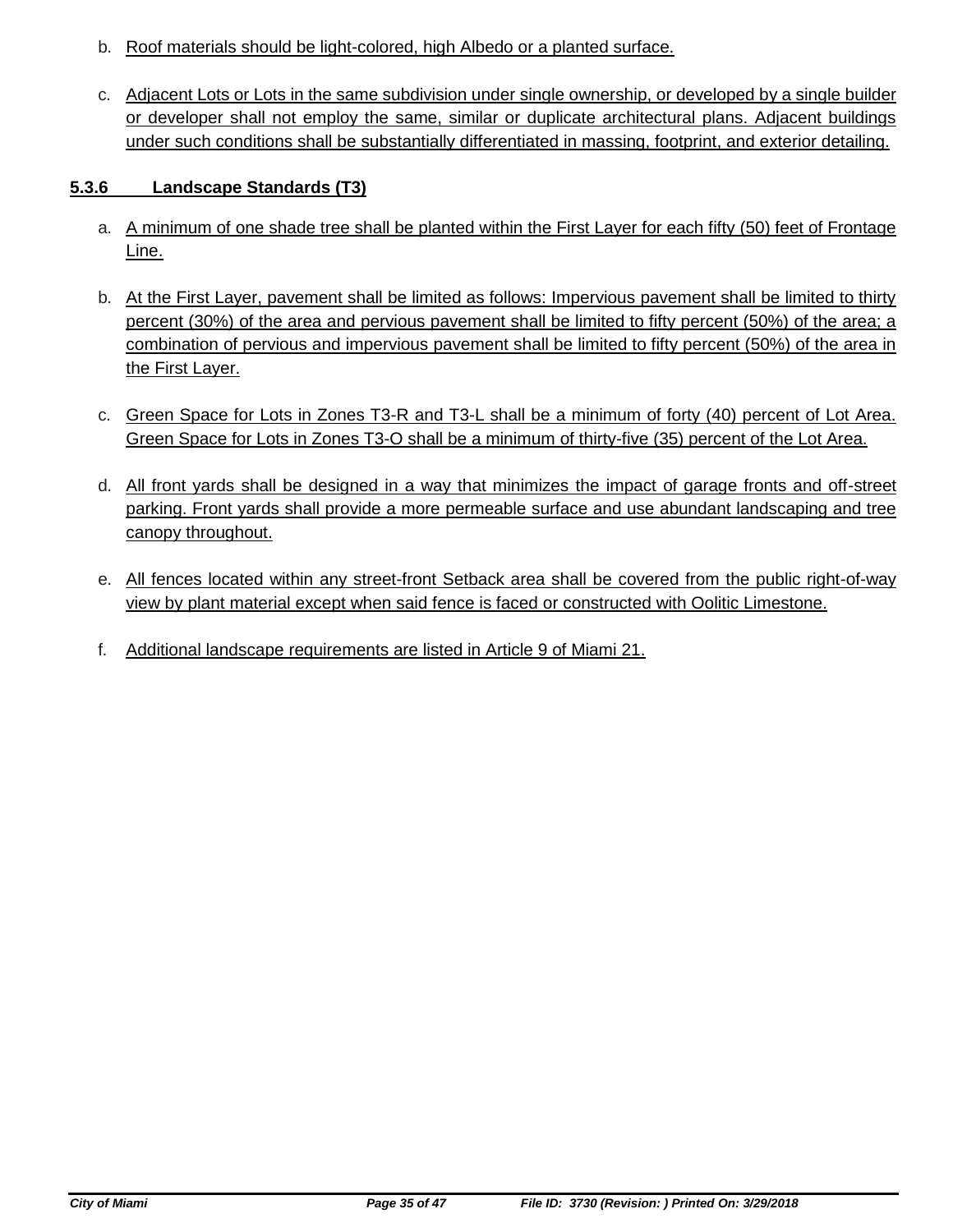b. Roof materials should be light-colored, high Albedo or a planted surface.

c. Adjacent Lots or Lots in the same subdivision under single ownership, or developed by a single builder or developer shall not employ the same, similar or duplicate architectural plans. Adjacent buildings under such conditions shall be substantially differentiated in massing, footprint, and exterior detailing.

### 5.3.6 Landscape Standards (T3)

a. A minimum of one shade tree shall be planted within the First Layer for each fifty (50) feet of Frontage Line.

b. At the First Layer, pavement shall be limited as follows: Impervious pavement shall be limited to thirty percent (30%) of the area and pervious pavement shall be limited to fifty percent (50%) of the area; a combination of pervious and impervious pavement shall be limited to fifty percent (50%) of the area in the First Layer.

c. Green Space for Lots in Zones T3-R and T3-L shall be a minimum of forty (40) percent of Lot Area. Green Space for Lots in Zones T3-O shall be a minimum of thirty-five (35) percent of the Lot Area.

d. All front yards shall be designed in a way that minimizes the impact of garage fronts and off-street parking. Front yards shall provide a more permeable surface and use abundant landscaping and tree canopy throughout.

e. All fences located within any street-front Setback area shall be covered from the public right-of-way view by plant material except when said fence is faced or constructed with Oolitic Limestone.

f. Additional landscape requirements are listed in Article 9 of Miami 21.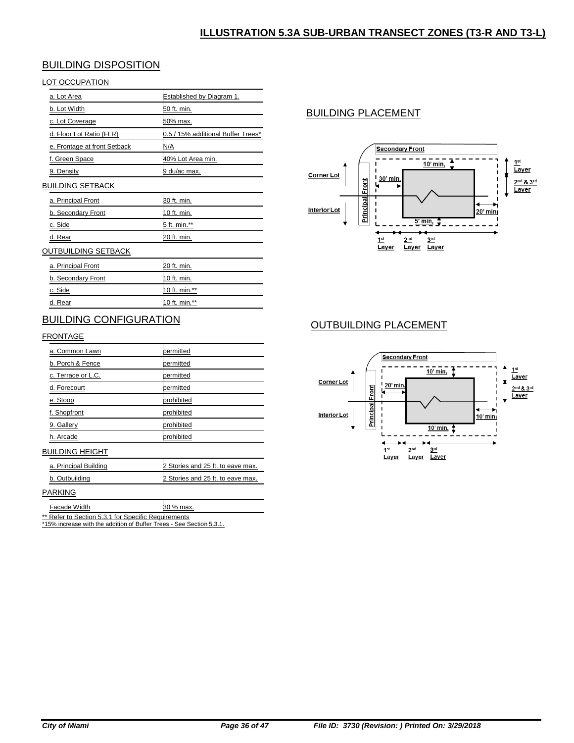# ILLUSTRATION 5.3A SUB-URBAN TRANSECT ZONES (T3-R AND T3-L)

## BUILDING DISPOSITION

### LOT OCCUPATION

| | |
|---|---|
| a. Lot Area | Established by Diagram 1. |
| b. Lot Width | 50 ft. min. |
| c. Lot Coverage | 50% max. |
| d. Floor Lot Ratio (FLR) | 0.5 / 15% additional Buffer Trees* |
| e. Frontage at front Setback | N/A |
| f. Green Space | 40% Lot Area min. |
| 9. Density | 9 du/ac max. |

### BUILDING SETBACK

| | |
|---|---|
| a. Principal Front | 30 ft. min. |
| b. Secondary Front | 10 ft. min. |
| c. Side | 5 ft. min.** |
| d. Rear | 20 ft. min. |

### OUTBUILDING SETBACK

| | |
|---|---|
| a. Principal Front | 20 ft. min. |
| b. Secondary Front | 10 ft. min. |
| c. Side | 10 ft. min.** |
| d. Rear | 10 ft. min.** |

## BUILDING CONFIGURATION

### FRONTAGE

| | |
|---|---|
| a. Common Lawn | permitted |
| b. Porch & Fence | permitted |
| c. Terrace or L.C. | permitted |
| d. Forecourt | permitted |
| e. Stoop | prohibited |
| f. Shopfront | prohibited |
| 9. Gallery | prohibited |
| h. Arcade | prohibited |

### BUILDING HEIGHT

| | |
|---|---|
| a. Principal Building | 2 Stories and 25 ft. to eave max. |
| b. Outbuilding | 2 Stories and 25 ft. to eave max. |

### PARKING

| | |
|---|---|
| Facade Width | 30 % max. |

** Refer to Section 5.3.1 for Specific Requirements

*15% increase with the addition of Buffer Trees - See Section 5.3.1.

## BUILDING PLACEMENT

Secondary Front

Corner Lot

Interior Lot

Principal Front

30' min.

10' min.

20' min.

5' min.

1st Layer

2nd & 3rd Layer

1st Layer | 2nd Layer | 3rd Layer

## OUTBUILDING PLACEMENT

Secondary Front

Corner Lot

Interior Lot

Principal Front

20' min.

10' min.

10' min.

10' min.

1st Layer

2nd & 3rd Layer

1st Layer | 2nd Layer | 3rd Layer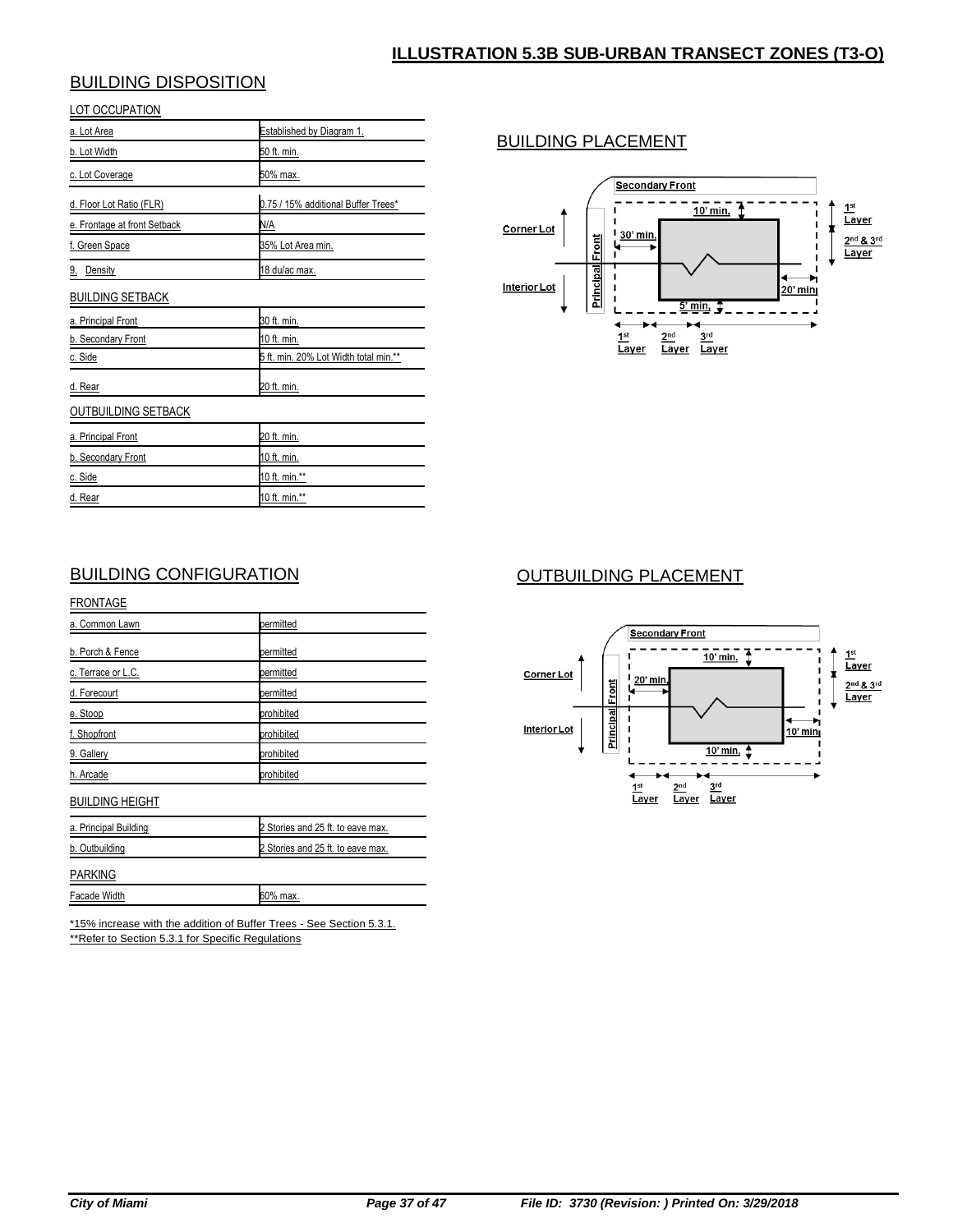## ILLUSTRATION 5.3B SUB-URBAN TRANSECT ZONES (T3-O)

### BUILDING DISPOSITION

**LOT OCCUPATION**

| | |
|---|---|
| a. Lot Area | Established by Diagram 1. |
| b. Lot Width | 50 ft. min. |
| c. Lot Coverage | 50% max. |
| d. Floor Lot Ratio (FLR) | 0.75 / 15% additional Buffer Trees* |
| e. Frontage at front Setback | N/A |
| f. Green Space | 35% Lot Area min. |
| 9. Density | 18 du/ac max. |

**BUILDING SETBACK**

| | |
|---|---|
| a. Principal Front | 30 ft. min. |
| b. Secondary Front | 10 ft. min. |
| c. Side | 5 ft. min. 20% Lot Width total min.** |
| d. Rear | 20 ft. min. |

**OUTBUILDING SETBACK**

| | |
|---|---|
| a. Principal Front | 20 ft. min. |
| b. Secondary Front | 10 ft. min. |
| c. Side | 10 ft. min.** |
| d. Rear | 10 ft. min.** |

### BUILDING PLACEMENT

Secondary Front

Corner Lot

Interior Lot

Principal Front

30' min.

10' min.

5' min.

20' min

1st Layer

2nd & 3rd Layer

1st Layer 2nd Layer 3rd Layer

### BUILDING CONFIGURATION

**FRONTAGE**

| | |
|---|---|
| a. Common Lawn | permitted |
| b. Porch & Fence | permitted |
| c. Terrace or L.C. | permitted |
| d. Forecourt | permitted |
| e. Stoop | prohibited |
| f. Shopfront | prohibited |
| 9. Gallery | prohibited |
| h. Arcade | prohibited |

**BUILDING HEIGHT**

| | |
|---|---|
| a. Principal Building | 2 Stories and 25 ft. to eave max. |
| b. Outbuilding | 2 Stories and 25 ft. to eave max. |

**PARKING**

| | |
|---|---|
| Facade Width | 60% max. |

*15% increase with the addition of Buffer Trees - See Section 5.3.1.

**Refer to Section 5.3.1 for Specific Regulations

### OUTBUILDING PLACEMENT

Secondary Front

Corner Lot

Interior Lot

Principal Front

20' min.

10' min.

10' min.

10' min

1st Layer

2nd & 3rd Layer

1st Layer 2nd Layer 3rd Layer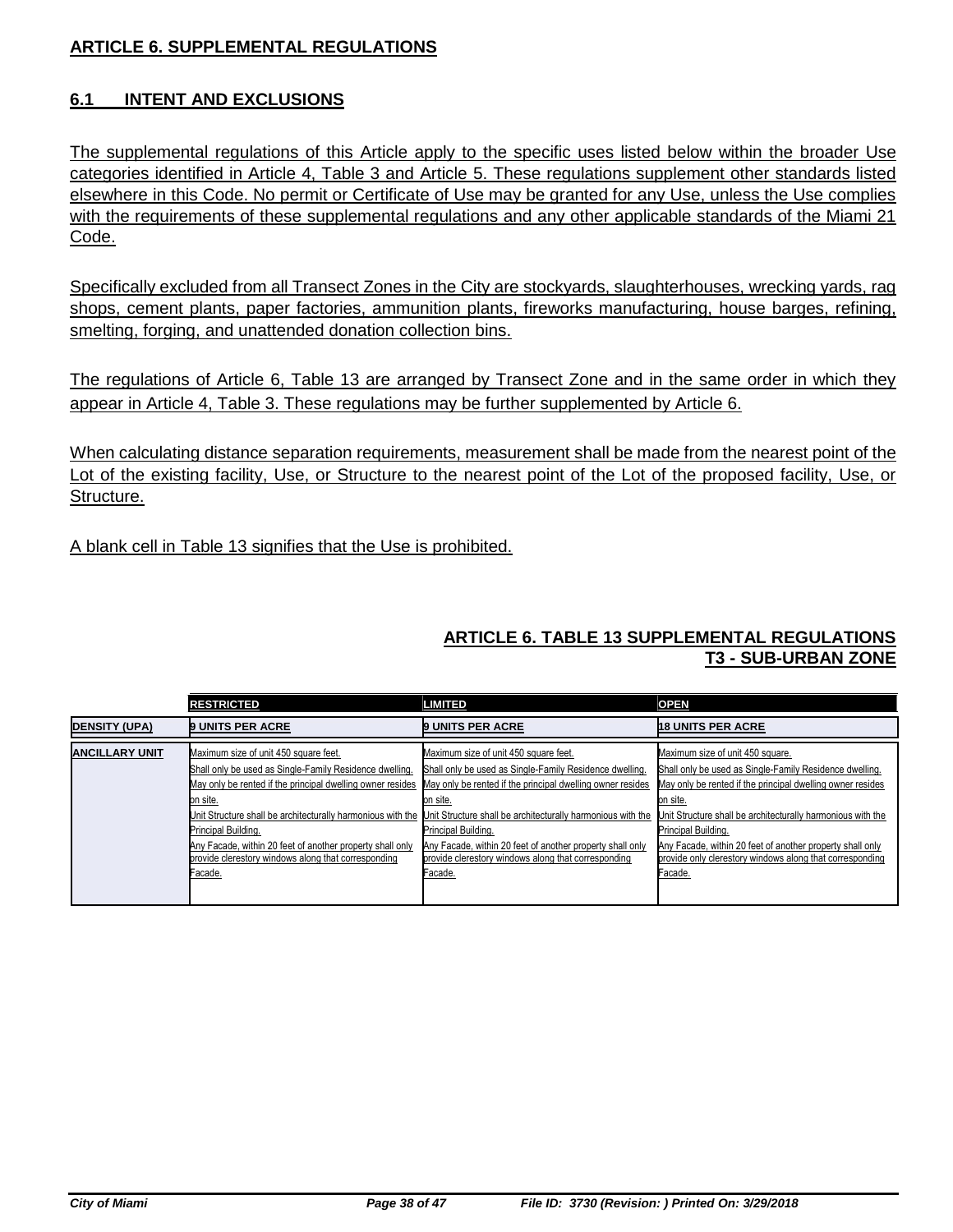## ARTICLE 6. SUPPLEMENTAL REGULATIONS

### 6.1 INTENT AND EXCLUSIONS

The supplemental regulations of this Article apply to the specific uses listed below within the broader Use categories identified in Article 4, Table 3 and Article 5. These regulations supplement other standards listed elsewhere in this Code. No permit or Certificate of Use may be granted for any Use, unless the Use complies with the requirements of these supplemental regulations and any other applicable standards of the Miami 21 Code.

Specifically excluded from all Transect Zones in the City are stockyards, slaughterhouses, wrecking yards, rag shops, cement plants, paper factories, ammunition plants, fireworks manufacturing, house barges, refining, smelting, forging, and unattended donation collection bins.

The regulations of Article 6, Table 13 are arranged by Transect Zone and in the same order in which they appear in Article 4, Table 3. These regulations may be further supplemented by Article 6.

When calculating distance separation requirements, measurement shall be made from the nearest point of the Lot of the existing facility, Use, or Structure to the nearest point of the Lot of the proposed facility, Use, or Structure.

A blank cell in Table 13 signifies that the Use is prohibited.

### ARTICLE 6. TABLE 13 SUPPLEMENTAL REGULATIONS
### T3 - SUB-URBAN ZONE

| | RESTRICTED | LIMITED | OPEN |
|---|---|---|---|
| **DENSITY (UPA)** | **9 UNITS PER ACRE** | **9 UNITS PER ACRE** | **18 UNITS PER ACRE** |
| **ANCILLARY UNIT** | Maximum size of unit 450 square feet.<br>Shall only be used as Single-Family Residence dwelling.<br>May only be rented if the principal dwelling owner resides on site.<br>Unit Structure shall be architecturally harmonious with the Principal Building.<br>Any Facade, within 20 feet of another property shall only provide clerestory windows along that corresponding Facade. | Maximum size of unit 450 square feet.<br>Shall only be used as Single-Family Residence dwelling.<br>May only be rented if the principal dwelling owner resides on site.<br>Unit Structure shall be architecturally harmonious with the Principal Building.<br>Any Facade, within 20 feet of another property shall only provide clerestory windows along that corresponding Facade. | Maximum size of unit 450 square.<br>Shall only be used as Single-Family Residence dwelling.<br>May only be rented if the principal dwelling owner resides on site.<br>Unit Structure shall be architecturally harmonious with the Principal Building.<br>Any Facade, within 20 feet of another property shall only provide only clerestory windows along that corresponding Facade. |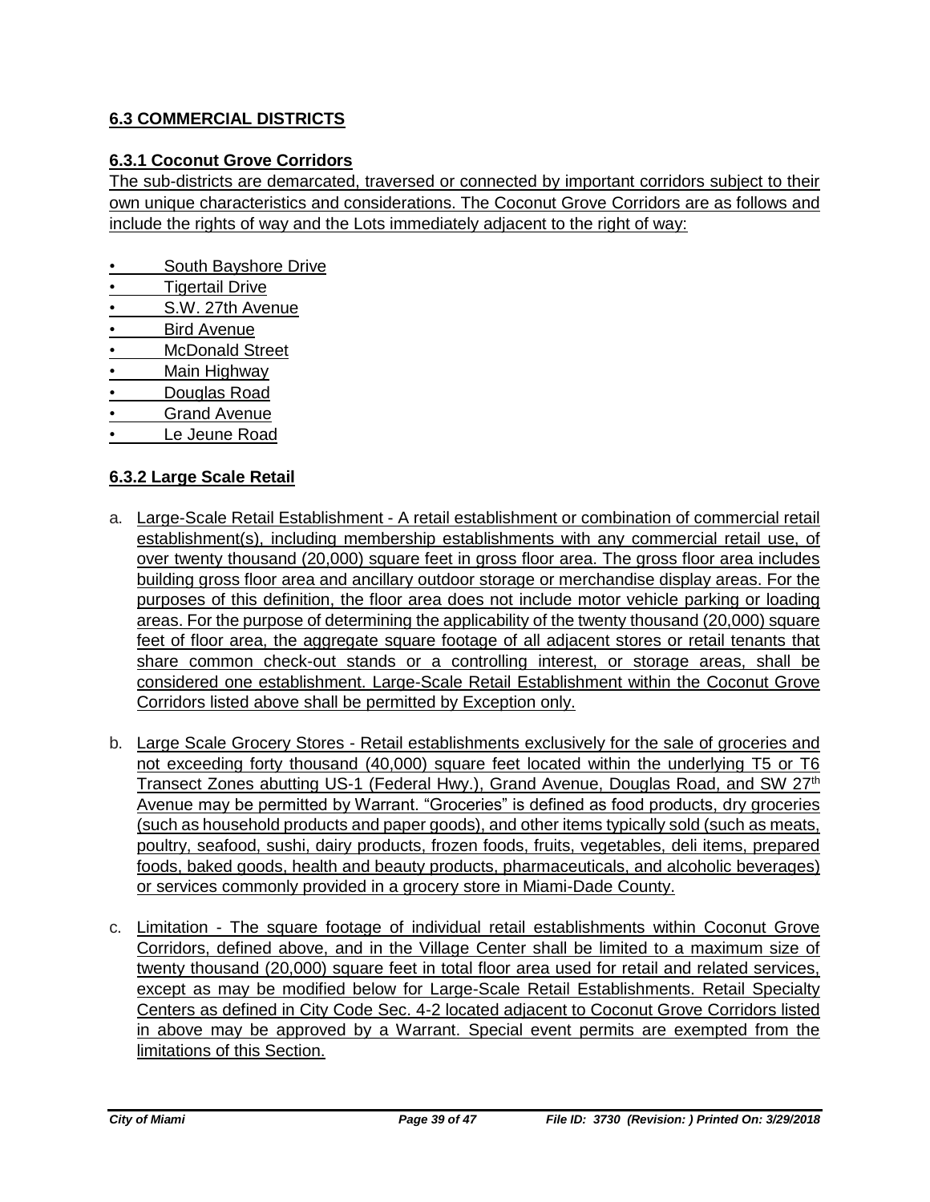## 6.3 COMMERCIAL DISTRICTS

### 6.3.1 Coconut Grove Corridors

The sub-districts are demarcated, traversed or connected by important corridors subject to their own unique characteristics and considerations. The Coconut Grove Corridors are as follows and include the rights of way and the Lots immediately adjacent to the right of way:

- South Bayshore Drive
- Tigertail Drive
- S.W. 27th Avenue
- Bird Avenue
- McDonald Street
- Main Highway
- Douglas Road
- Grand Avenue
- Le Jeune Road

### 6.3.2 Large Scale Retail

a. Large-Scale Retail Establishment - A retail establishment or combination of commercial retail establishment(s), including membership establishments with any commercial retail use, of over twenty thousand (20,000) square feet in gross floor area. The gross floor area includes building gross floor area and ancillary outdoor storage or merchandise display areas. For the purposes of this definition, the floor area does not include motor vehicle parking or loading areas. For the purpose of determining the applicability of the twenty thousand (20,000) square feet of floor area, the aggregate square footage of all adjacent stores or retail tenants that share common check-out stands or a controlling interest, or storage areas, shall be considered one establishment. Large-Scale Retail Establishment within the Coconut Grove Corridors listed above shall be permitted by Exception only.

b. Large Scale Grocery Stores - Retail establishments exclusively for the sale of groceries and not exceeding forty thousand (40,000) square feet located within the underlying T5 or T6 Transect Zones abutting US-1 (Federal Hwy.), Grand Avenue, Douglas Road, and SW 27th Avenue may be permitted by Warrant. "Groceries" is defined as food products, dry groceries (such as household products and paper goods), and other items typically sold (such as meats, poultry, seafood, sushi, dairy products, frozen foods, fruits, vegetables, deli items, prepared foods, baked goods, health and beauty products, pharmaceuticals, and alcoholic beverages) or services commonly provided in a grocery store in Miami-Dade County.

c. Limitation - The square footage of individual retail establishments within Coconut Grove Corridors, defined above, and in the Village Center shall be limited to a maximum size of twenty thousand (20,000) square feet in total floor area used for retail and related services, except as may be modified below for Large-Scale Retail Establishments. Retail Specialty Centers as defined in City Code Sec. 4-2 located adjacent to Coconut Grove Corridors listed in above may be approved by a Warrant. Special event permits are exempted from the limitations of this Section.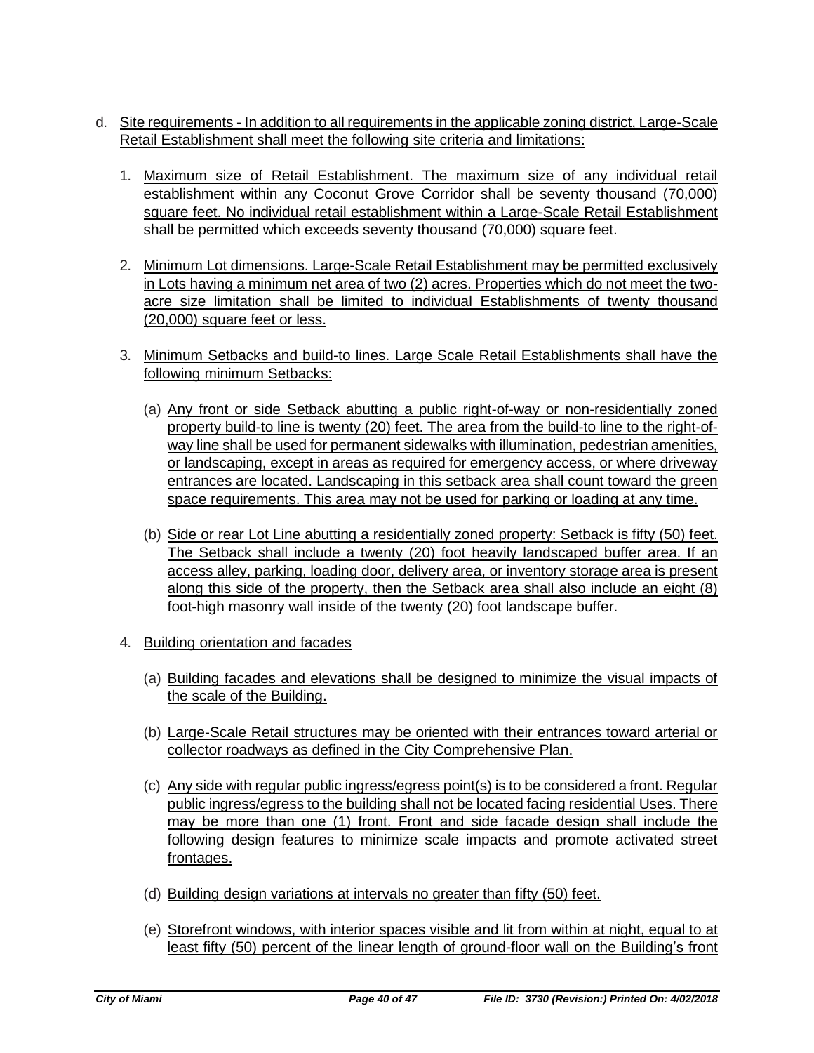d. Site requirements - In addition to all requirements in the applicable zoning district, Large-Scale Retail Establishment shall meet the following site criteria and limitations:

1. Maximum size of Retail Establishment. The maximum size of any individual retail establishment within any Coconut Grove Corridor shall be seventy thousand (70,000) square feet. No individual retail establishment within a Large-Scale Retail Establishment shall be permitted which exceeds seventy thousand (70,000) square feet.

2. Minimum Lot dimensions. Large-Scale Retail Establishment may be permitted exclusively in Lots having a minimum net area of two (2) acres. Properties which do not meet the two-acre size limitation shall be limited to individual Establishments of twenty thousand (20,000) square feet or less.

3. Minimum Setbacks and build-to lines. Large Scale Retail Establishments shall have the following minimum Setbacks:

   (a) Any front or side Setback abutting a public right-of-way or non-residentially zoned property build-to line is twenty (20) feet. The area from the build-to line to the right-of-way line shall be used for permanent sidewalks with illumination, pedestrian amenities, or landscaping, except in areas as required for emergency access, or where driveway entrances are located. Landscaping in this setback area shall count toward the green space requirements. This area may not be used for parking or loading at any time.

   (b) Side or rear Lot Line abutting a residentially zoned property: Setback is fifty (50) feet. The Setback shall include a twenty (20) foot heavily landscaped buffer area. If an access alley, parking, loading door, delivery area, or inventory storage area is present along this side of the property, then the Setback area shall also include an eight (8) foot-high masonry wall inside of the twenty (20) foot landscape buffer.

4. Building orientation and facades

   (a) Building facades and elevations shall be designed to minimize the visual impacts of the scale of the Building.

   (b) Large-Scale Retail structures may be oriented with their entrances toward arterial or collector roadways as defined in the City Comprehensive Plan.

   (c) Any side with regular public ingress/egress point(s) is to be considered a front. Regular public ingress/egress to the building shall not be located facing residential Uses. There may be more than one (1) front. Front and side facade design shall include the following design features to minimize scale impacts and promote activated street frontages.

   (d) Building design variations at intervals no greater than fifty (50) feet.

   (e) Storefront windows, with interior spaces visible and lit from within at night, equal to at least fifty (50) percent of the linear length of ground-floor wall on the Building's front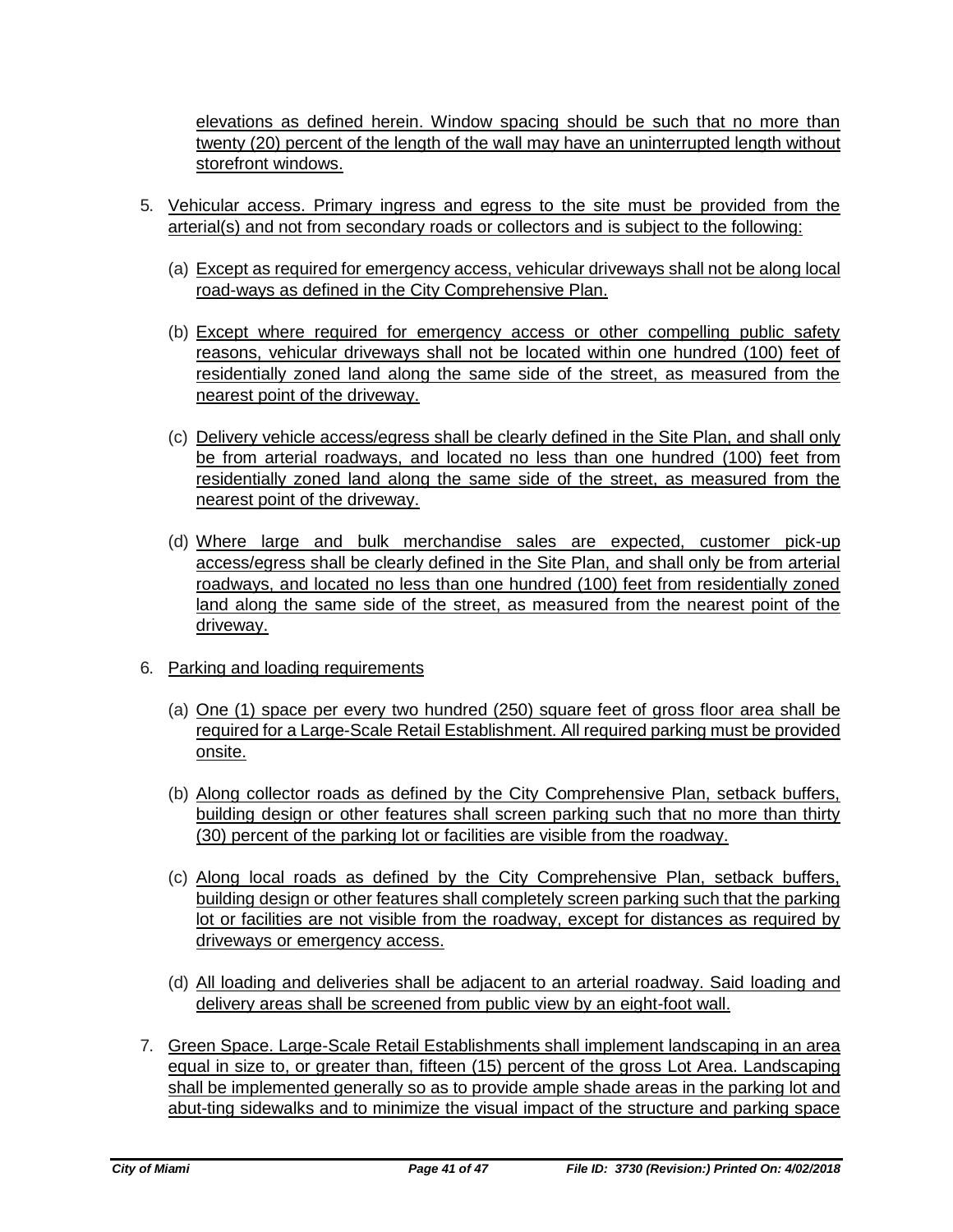elevations as defined herein. Window spacing should be such that no more than twenty (20) percent of the length of the wall may have an uninterrupted length without storefront windows.

5. Vehicular access. Primary ingress and egress to the site must be provided from the arterial(s) and not from secondary roads or collectors and is subject to the following:

   (a) Except as required for emergency access, vehicular driveways shall not be along local road-ways as defined in the City Comprehensive Plan.

   (b) Except where required for emergency access or other compelling public safety reasons, vehicular driveways shall not be located within one hundred (100) feet of residentially zoned land along the same side of the street, as measured from the nearest point of the driveway.

   (c) Delivery vehicle access/egress shall be clearly defined in the Site Plan, and shall only be from arterial roadways, and located no less than one hundred (100) feet from residentially zoned land along the same side of the street, as measured from the nearest point of the driveway.

   (d) Where large and bulk merchandise sales are expected, customer pick-up access/egress shall be clearly defined in the Site Plan, and shall only be from arterial roadways, and located no less than one hundred (100) feet from residentially zoned land along the same side of the street, as measured from the nearest point of the driveway.

6. Parking and loading requirements

   (a) One (1) space per every two hundred (250) square feet of gross floor area shall be required for a Large-Scale Retail Establishment. All required parking must be provided onsite.

   (b) Along collector roads as defined by the City Comprehensive Plan, setback buffers, building design or other features shall screen parking such that no more than thirty (30) percent of the parking lot or facilities are visible from the roadway.

   (c) Along local roads as defined by the City Comprehensive Plan, setback buffers, building design or other features shall completely screen parking such that the parking lot or facilities are not visible from the roadway, except for distances as required by driveways or emergency access.

   (d) All loading and deliveries shall be adjacent to an arterial roadway. Said loading and delivery areas shall be screened from public view by an eight-foot wall.

7. Green Space. Large-Scale Retail Establishments shall implement landscaping in an area equal in size to, or greater than, fifteen (15) percent of the gross Lot Area. Landscaping shall be implemented generally so as to provide ample shade areas in the parking lot and abut-ting sidewalks and to minimize the visual impact of the structure and parking space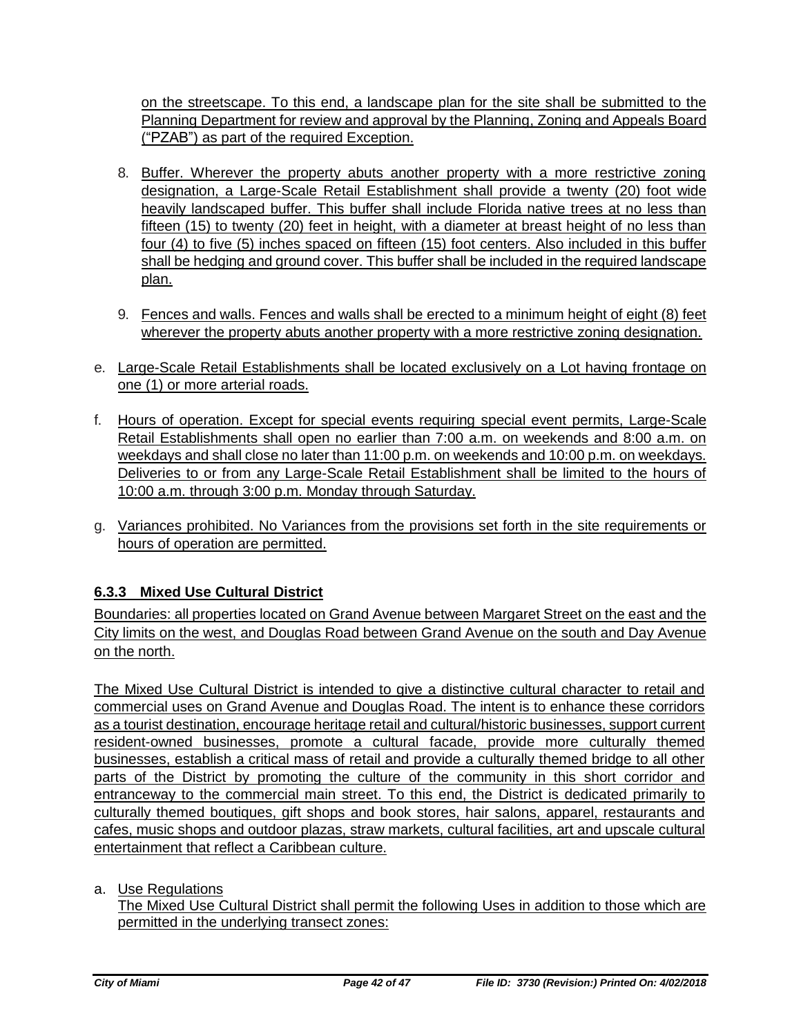on the streetscape. To this end, a landscape plan for the site shall be submitted to the Planning Department for review and approval by the Planning, Zoning and Appeals Board ("PZAB") as part of the required Exception.

8. Buffer. Wherever the property abuts another property with a more restrictive zoning designation, a Large-Scale Retail Establishment shall provide a twenty (20) foot wide heavily landscaped buffer. This buffer shall include Florida native trees at no less than fifteen (15) to twenty (20) feet in height, with a diameter at breast height of no less than four (4) to five (5) inches spaced on fifteen (15) foot centers. Also included in this buffer shall be hedging and ground cover. This buffer shall be included in the required landscape plan.

9. Fences and walls. Fences and walls shall be erected to a minimum height of eight (8) feet wherever the property abuts another property with a more restrictive zoning designation.

e. Large-Scale Retail Establishments shall be located exclusively on a Lot having frontage on one (1) or more arterial roads.

f. Hours of operation. Except for special events requiring special event permits, Large-Scale Retail Establishments shall open no earlier than 7:00 a.m. on weekends and 8:00 a.m. on weekdays and shall close no later than 11:00 p.m. on weekends and 10:00 p.m. on weekdays. Deliveries to or from any Large-Scale Retail Establishment shall be limited to the hours of 10:00 a.m. through 3:00 p.m. Monday through Saturday.

g. Variances prohibited. No Variances from the provisions set forth in the site requirements or hours of operation are permitted.

### 6.3.3 Mixed Use Cultural District

Boundaries: all properties located on Grand Avenue between Margaret Street on the east and the City limits on the west, and Douglas Road between Grand Avenue on the south and Day Avenue on the north.

The Mixed Use Cultural District is intended to give a distinctive cultural character to retail and commercial uses on Grand Avenue and Douglas Road. The intent is to enhance these corridors as a tourist destination, encourage heritage retail and cultural/historic businesses, support current resident-owned businesses, promote a cultural facade, provide more culturally themed businesses, establish a critical mass of retail and provide a culturally themed bridge to all other parts of the District by promoting the culture of the community in this short corridor and entranceway to the commercial main street. To this end, the District is dedicated primarily to culturally themed boutiques, gift shops and book stores, hair salons, apparel, restaurants and cafes, music shops and outdoor plazas, straw markets, cultural facilities, art and upscale cultural entertainment that reflect a Caribbean culture.

a. Use Regulations

The Mixed Use Cultural District shall permit the following Uses in addition to those which are permitted in the underlying transect zones: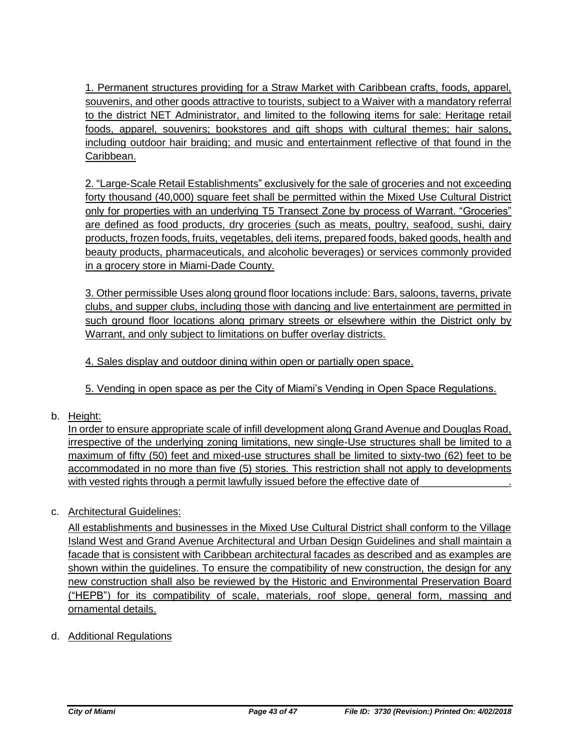1. Permanent structures providing for a Straw Market with Caribbean crafts, foods, apparel, souvenirs, and other goods attractive to tourists, subject to a Waiver with a mandatory referral to the district NET Administrator, and limited to the following items for sale: Heritage retail foods, apparel, souvenirs; bookstores and gift shops with cultural themes; hair salons, including outdoor hair braiding; and music and entertainment reflective of that found in the Caribbean.

2. "Large-Scale Retail Establishments" exclusively for the sale of groceries and not exceeding forty thousand (40,000) square feet shall be permitted within the Mixed Use Cultural District only for properties with an underlying T5 Transect Zone by process of Warrant. "Groceries" are defined as food products, dry groceries (such as meats, poultry, seafood, sushi, dairy products, frozen foods, fruits, vegetables, deli items, prepared foods, baked goods, health and beauty products, pharmaceuticals, and alcoholic beverages) or services commonly provided in a grocery store in Miami-Dade County.

3. Other permissible Uses along ground floor locations include: Bars, saloons, taverns, private clubs, and supper clubs, including those with dancing and live entertainment are permitted in such ground floor locations along primary streets or elsewhere within the District only by Warrant, and only subject to limitations on buffer overlay districts.

4. Sales display and outdoor dining within open or partially open space.

5. Vending in open space as per the City of Miami's Vending in Open Space Regulations.

b. Height:

In order to ensure appropriate scale of infill development along Grand Avenue and Douglas Road, irrespective of the underlying zoning limitations, new single-Use structures shall be limited to a maximum of fifty (50) feet and mixed-use structures shall be limited to sixty-two (62) feet to be accommodated in no more than five (5) stories. This restriction shall not apply to developments with vested rights through a permit lawfully issued before the effective date of _______________.

c. Architectural Guidelines:

All establishments and businesses in the Mixed Use Cultural District shall conform to the Village Island West and Grand Avenue Architectural and Urban Design Guidelines and shall maintain a facade that is consistent with Caribbean architectural facades as described and as examples are shown within the guidelines. To ensure the compatibility of new construction, the design for any new construction shall also be reviewed by the Historic and Environmental Preservation Board ("HEPB") for its compatibility of scale, materials, roof slope, general form, massing and ornamental details.

d. Additional Regulations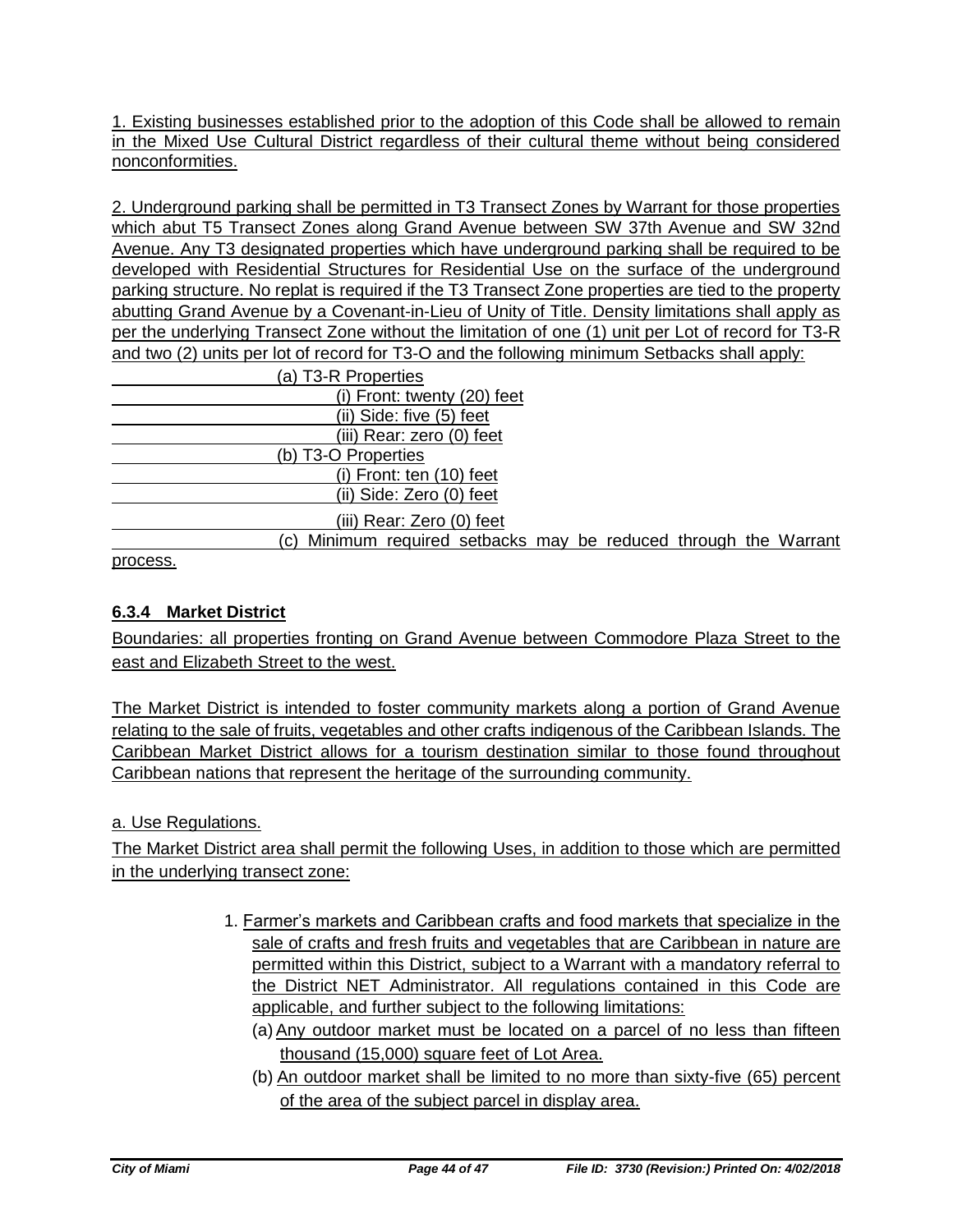1. Existing businesses established prior to the adoption of this Code shall be allowed to remain in the Mixed Use Cultural District regardless of their cultural theme without being considered nonconformities.

2. Underground parking shall be permitted in T3 Transect Zones by Warrant for those properties which abut T5 Transect Zones along Grand Avenue between SW 37th Avenue and SW 32nd Avenue. Any T3 designated properties which have underground parking shall be required to be developed with Residential Structures for Residential Use on the surface of the underground parking structure. No replat is required if the T3 Transect Zone properties are tied to the property abutting Grand Avenue by a Covenant-in-Lieu of Unity of Title. Density limitations shall apply as per the underlying Transect Zone without the limitation of one (1) unit per Lot of record for T3-R and two (2) units per lot of record for T3-O and the following minimum Setbacks shall apply:

(a) T3-R Properties
  (i) Front: twenty (20) feet
  (ii) Side: five (5) feet
  (iii) Rear: zero (0) feet
(b) T3-O Properties
  (i) Front: ten (10) feet
  (ii) Side: Zero (0) feet
  (iii) Rear: Zero (0) feet
(c) Minimum required setbacks may be reduced through the Warrant process.

### 6.3.4 Market District

Boundaries: all properties fronting on Grand Avenue between Commodore Plaza Street to the east and Elizabeth Street to the west.

The Market District is intended to foster community markets along a portion of Grand Avenue relating to the sale of fruits, vegetables and other crafts indigenous of the Caribbean Islands. The Caribbean Market District allows for a tourism destination similar to those found throughout Caribbean nations that represent the heritage of the surrounding community.

a. Use Regulations.

The Market District area shall permit the following Uses, in addition to those which are permitted in the underlying transect zone:

1. Farmer's markets and Caribbean crafts and food markets that specialize in the sale of crafts and fresh fruits and vegetables that are Caribbean in nature are permitted within this District, subject to a Warrant with a mandatory referral to the District NET Administrator. All regulations contained in this Code are applicable, and further subject to the following limitations:
   (a) Any outdoor market must be located on a parcel of no less than fifteen thousand (15,000) square feet of Lot Area.
   (b) An outdoor market shall be limited to no more than sixty-five (65) percent of the area of the subject parcel in display area.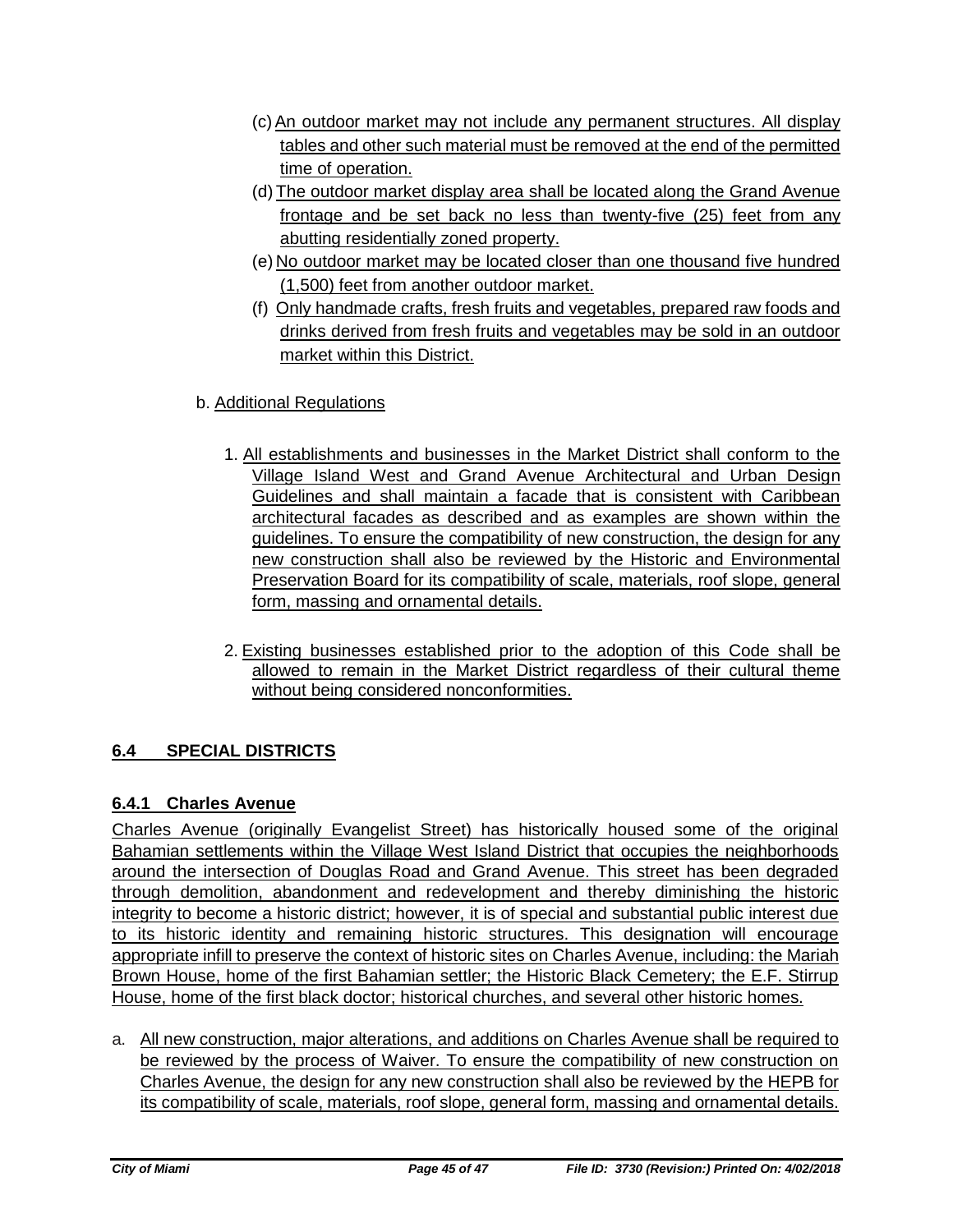(c) An outdoor market may not include any permanent structures. All display tables and other such material must be removed at the end of the permitted time of operation.

(d) The outdoor market display area shall be located along the Grand Avenue frontage and be set back no less than twenty-five (25) feet from any abutting residentially zoned property.

(e) No outdoor market may be located closer than one thousand five hundred (1,500) feet from another outdoor market.

(f) Only handmade crafts, fresh fruits and vegetables, prepared raw foods and drinks derived from fresh fruits and vegetables may be sold in an outdoor market within this District.

b. Additional Regulations

1. All establishments and businesses in the Market District shall conform to the Village Island West and Grand Avenue Architectural and Urban Design Guidelines and shall maintain a facade that is consistent with Caribbean architectural facades as described and as examples are shown within the guidelines. To ensure the compatibility of new construction, the design for any new construction shall also be reviewed by the Historic and Environmental Preservation Board for its compatibility of scale, materials, roof slope, general form, massing and ornamental details.

2. Existing businesses established prior to the adoption of this Code shall be allowed to remain in the Market District regardless of their cultural theme without being considered nonconformities.

## 6.4 SPECIAL DISTRICTS

### 6.4.1 Charles Avenue

Charles Avenue (originally Evangelist Street) has historically housed some of the original Bahamian settlements within the Village West Island District that occupies the neighborhoods around the intersection of Douglas Road and Grand Avenue. This street has been degraded through demolition, abandonment and redevelopment and thereby diminishing the historic integrity to become a historic district; however, it is of special and substantial public interest due to its historic identity and remaining historic structures. This designation will encourage appropriate infill to preserve the context of historic sites on Charles Avenue, including: the Mariah Brown House, home of the first Bahamian settler; the Historic Black Cemetery; the E.F. Stirrup House, home of the first black doctor; historical churches, and several other historic homes.

a. All new construction, major alterations, and additions on Charles Avenue shall be required to be reviewed by the process of Waiver. To ensure the compatibility of new construction on Charles Avenue, the design for any new construction shall also be reviewed by the HEPB for its compatibility of scale, materials, roof slope, general form, massing and ornamental details.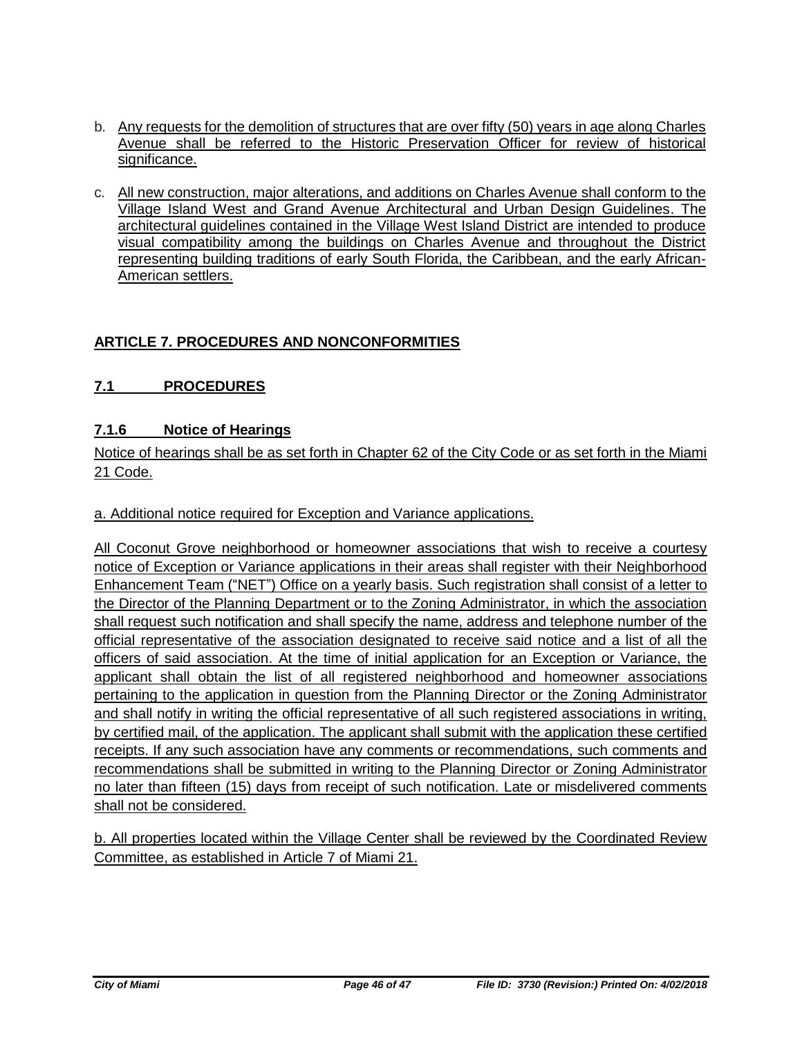b. Any requests for the demolition of structures that are over fifty (50) years in age along Charles Avenue shall be referred to the Historic Preservation Officer for review of historical significance.

c. All new construction, major alterations, and additions on Charles Avenue shall conform to the Village Island West and Grand Avenue Architectural and Urban Design Guidelines. The architectural guidelines contained in the Village West Island District are intended to produce visual compatibility among the buildings on Charles Avenue and throughout the District representing building traditions of early South Florida, the Caribbean, and the early African-American settlers.

## ARTICLE 7. PROCEDURES AND NONCONFORMITIES

### 7.1 PROCEDURES

#### 7.1.6 Notice of Hearings

Notice of hearings shall be as set forth in Chapter 62 of the City Code or as set forth in the Miami 21 Code.

a. Additional notice required for Exception and Variance applications.

All Coconut Grove neighborhood or homeowner associations that wish to receive a courtesy notice of Exception or Variance applications in their areas shall register with their Neighborhood Enhancement Team ("NET") Office on a yearly basis. Such registration shall consist of a letter to the Director of the Planning Department or to the Zoning Administrator, in which the association shall request such notification and shall specify the name, address and telephone number of the official representative of the association designated to receive said notice and a list of all the officers of said association. At the time of initial application for an Exception or Variance, the applicant shall obtain the list of all registered neighborhood and homeowner associations pertaining to the application in question from the Planning Director or the Zoning Administrator and shall notify in writing the official representative of all such registered associations in writing, by certified mail, of the application. The applicant shall submit with the application these certified receipts. If any such association have any comments or recommendations, such comments and recommendations shall be submitted in writing to the Planning Director or Zoning Administrator no later than fifteen (15) days from receipt of such notification. Late or misdelivered comments shall not be considered.

b. All properties located within the Village Center shall be reviewed by the Coordinated Review Committee, as established in Article 7 of Miami 21.